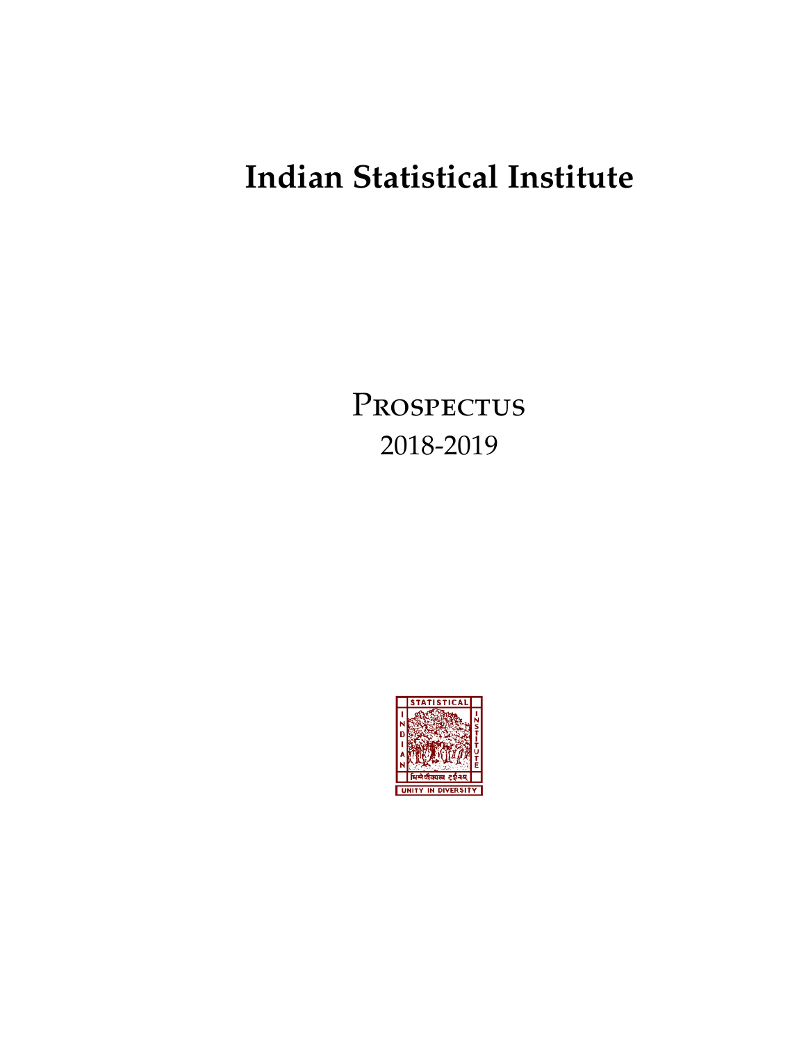# Indian Statistical Institute

## Prospectus
2018-2019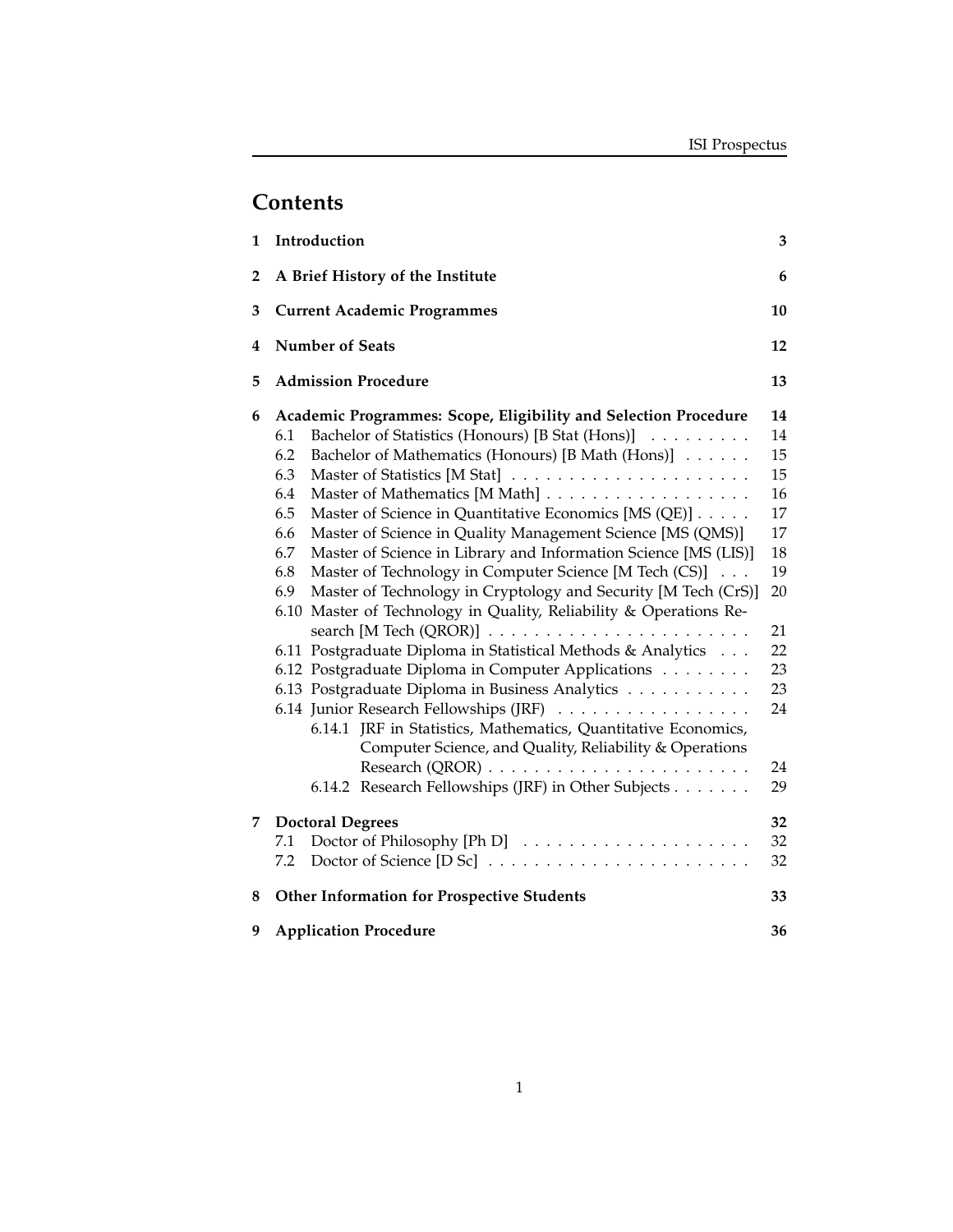# Contents

| | | |
|---|---|---|
| **1** | **Introduction** | **3** |
| **2** | **A Brief History of the Institute** | **6** |
| **3** | **Current Academic Programmes** | **10** |
| **4** | **Number of Seats** | **12** |
| **5** | **Admission Procedure** | **13** |
| **6** | **Academic Programmes: Scope, Eligibility and Selection Procedure** | **14** |
| | 6.1 Bachelor of Statistics (Honours) [B Stat (Hons)] | 14 |
| | 6.2 Bachelor of Mathematics (Honours) [B Math (Hons)] | 15 |
| | 6.3 Master of Statistics [M Stat] | 15 |
| | 6.4 Master of Mathematics [M Math] | 16 |
| | 6.5 Master of Science in Quantitative Economics [MS (QE)] | 17 |
| | 6.6 Master of Science in Quality Management Science [MS (QMS)] | 17 |
| | 6.7 Master of Science in Library and Information Science [MS (LIS)] | 18 |
| | 6.8 Master of Technology in Computer Science [M Tech (CS)] | 19 |
| | 6.9 Master of Technology in Cryptology and Security [M Tech (CrS)] | 20 |
| | 6.10 Master of Technology in Quality, Reliability & Operations Research [M Tech (QROR)] | 21 |
| | 6.11 Postgraduate Diploma in Statistical Methods & Analytics | 22 |
| | 6.12 Postgraduate Diploma in Computer Applications | 23 |
| | 6.13 Postgraduate Diploma in Business Analytics | 23 |
| | 6.14 Junior Research Fellowships (JRF) | 24 |
| | 6.14.1 JRF in Statistics, Mathematics, Quantitative Economics, Computer Science, and Quality, Reliability & Operations Research (QROR) | 24 |
| | 6.14.2 Research Fellowships (JRF) in Other Subjects | 29 |
| **7** | **Doctoral Degrees** | **32** |
| | 7.1 Doctor of Philosophy [Ph D] | 32 |
| | 7.2 Doctor of Science [D Sc] | 32 |
| **8** | **Other Information for Prospective Students** | **33** |
| **9** | **Application Procedure** | **36** |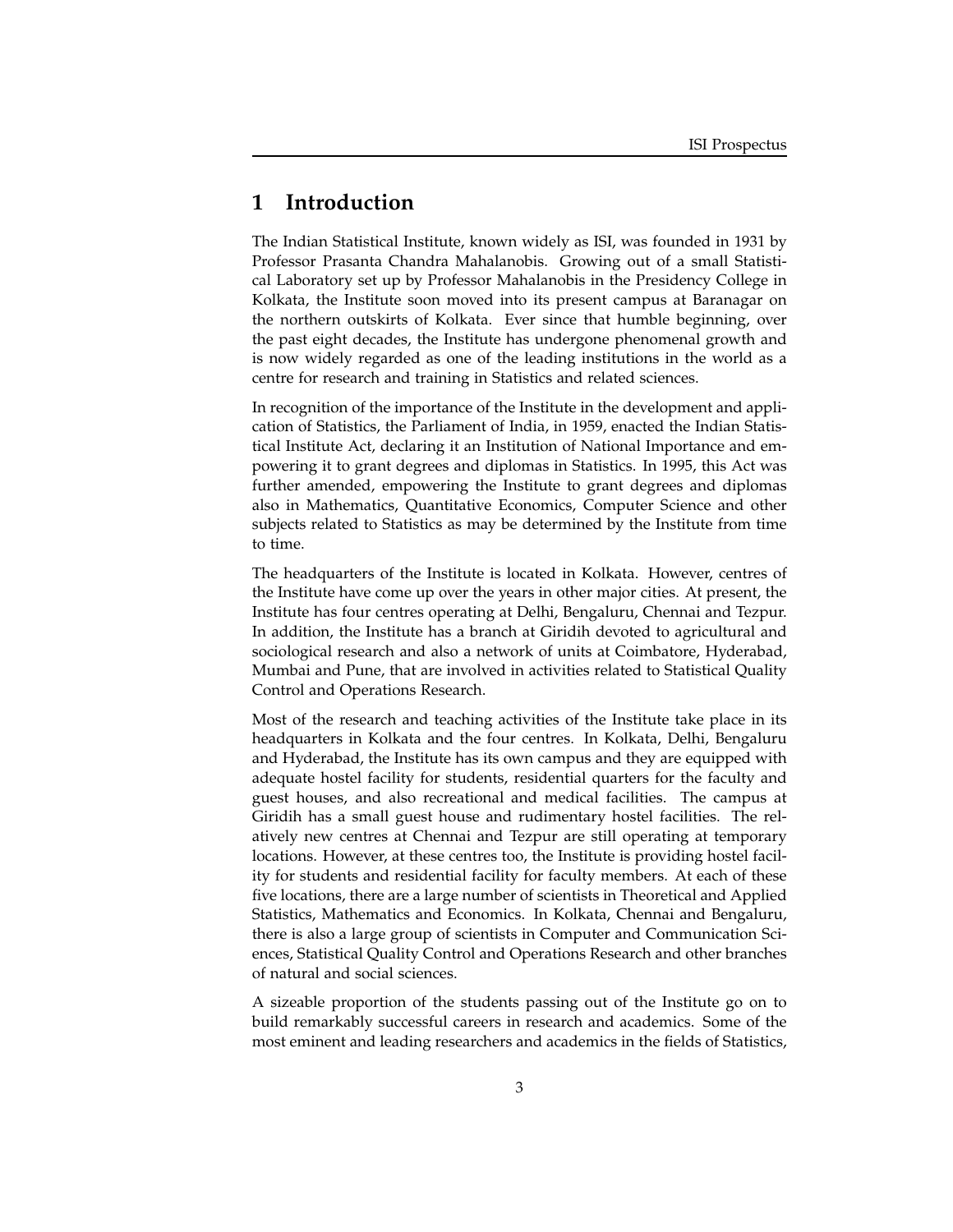# 1 Introduction

The Indian Statistical Institute, known widely as ISI, was founded in 1931 by Professor Prasanta Chandra Mahalanobis. Growing out of a small Statistical Laboratory set up by Professor Mahalanobis in the Presidency College in Kolkata, the Institute soon moved into its present campus at Baranagar on the northern outskirts of Kolkata. Ever since that humble beginning, over the past eight decades, the Institute has undergone phenomenal growth and is now widely regarded as one of the leading institutions in the world as a centre for research and training in Statistics and related sciences.

In recognition of the importance of the Institute in the development and application of Statistics, the Parliament of India, in 1959, enacted the Indian Statistical Institute Act, declaring it an Institution of National Importance and empowering it to grant degrees and diplomas in Statistics. In 1995, this Act was further amended, empowering the Institute to grant degrees and diplomas also in Mathematics, Quantitative Economics, Computer Science and other subjects related to Statistics as may be determined by the Institute from time to time.

The headquarters of the Institute is located in Kolkata. However, centres of the Institute have come up over the years in other major cities. At present, the Institute has four centres operating at Delhi, Bengaluru, Chennai and Tezpur. In addition, the Institute has a branch at Giridih devoted to agricultural and sociological research and also a network of units at Coimbatore, Hyderabad, Mumbai and Pune, that are involved in activities related to Statistical Quality Control and Operations Research.

Most of the research and teaching activities of the Institute take place in its headquarters in Kolkata and the four centres. In Kolkata, Delhi, Bengaluru and Hyderabad, the Institute has its own campus and they are equipped with adequate hostel facility for students, residential quarters for the faculty and guest houses, and also recreational and medical facilities. The campus at Giridih has a small guest house and rudimentary hostel facilities. The relatively new centres at Chennai and Tezpur are still operating at temporary locations. However, at these centres too, the Institute is providing hostel facility for students and residential facility for faculty members. At each of these five locations, there are a large number of scientists in Theoretical and Applied Statistics, Mathematics and Economics. In Kolkata, Chennai and Bengaluru, there is also a large group of scientists in Computer and Communication Sciences, Statistical Quality Control and Operations Research and other branches of natural and social sciences.

A sizeable proportion of the students passing out of the Institute go on to build remarkably successful careers in research and academics. Some of the most eminent and leading researchers and academics in the fields of Statistics,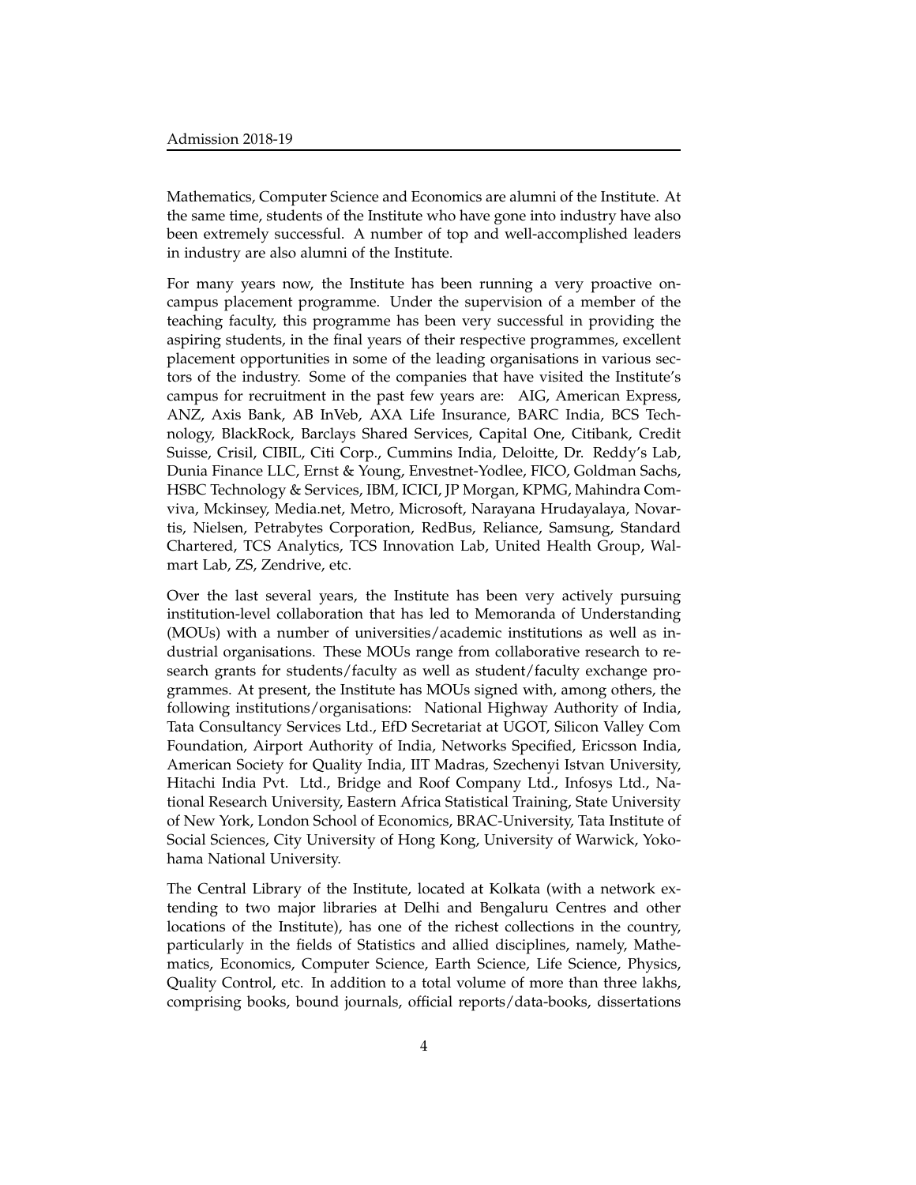Mathematics, Computer Science and Economics are alumni of the Institute. At the same time, students of the Institute who have gone into industry have also been extremely successful. A number of top and well-accomplished leaders in industry are also alumni of the Institute.

For many years now, the Institute has been running a very proactive on-campus placement programme. Under the supervision of a member of the teaching faculty, this programme has been very successful in providing the aspiring students, in the final years of their respective programmes, excellent placement opportunities in some of the leading organisations in various sectors of the industry. Some of the companies that have visited the Institute's campus for recruitment in the past few years are: AIG, American Express, ANZ, Axis Bank, AB InVeb, AXA Life Insurance, BARC India, BCS Technology, BlackRock, Barclays Shared Services, Capital One, Citibank, Credit Suisse, Crisil, CIBIL, Citi Corp., Cummins India, Deloitte, Dr. Reddy's Lab, Dunia Finance LLC, Ernst & Young, Envestnet-Yodlee, FICO, Goldman Sachs, HSBC Technology & Services, IBM, ICICI, JP Morgan, KPMG, Mahindra Comviva, Mckinsey, Media.net, Metro, Microsoft, Narayana Hrudayalaya, Novartis, Nielsen, Petrabytes Corporation, RedBus, Reliance, Samsung, Standard Chartered, TCS Analytics, TCS Innovation Lab, United Health Group, Walmart Lab, ZS, Zendrive, etc.

Over the last several years, the Institute has been very actively pursuing institution-level collaboration that has led to Memoranda of Understanding (MOUs) with a number of universities/academic institutions as well as industrial organisations. These MOUs range from collaborative research to research grants for students/faculty as well as student/faculty exchange programmes. At present, the Institute has MOUs signed with, among others, the following institutions/organisations: National Highway Authority of India, Tata Consultancy Services Ltd., EfD Secretariat at UGOT, Silicon Valley Com Foundation, Airport Authority of India, Networks Specified, Ericsson India, American Society for Quality India, IIT Madras, Szechenyi Istvan University, Hitachi India Pvt. Ltd., Bridge and Roof Company Ltd., Infosys Ltd., National Research University, Eastern Africa Statistical Training, State University of New York, London School of Economics, BRAC-University, Tata Institute of Social Sciences, City University of Hong Kong, University of Warwick, Yokohama National University.

The Central Library of the Institute, located at Kolkata (with a network extending to two major libraries at Delhi and Bengaluru Centres and other locations of the Institute), has one of the richest collections in the country, particularly in the fields of Statistics and allied disciplines, namely, Mathematics, Economics, Computer Science, Earth Science, Life Science, Physics, Quality Control, etc. In addition to a total volume of more than three lakhs, comprising books, bound journals, official reports/data-books, dissertations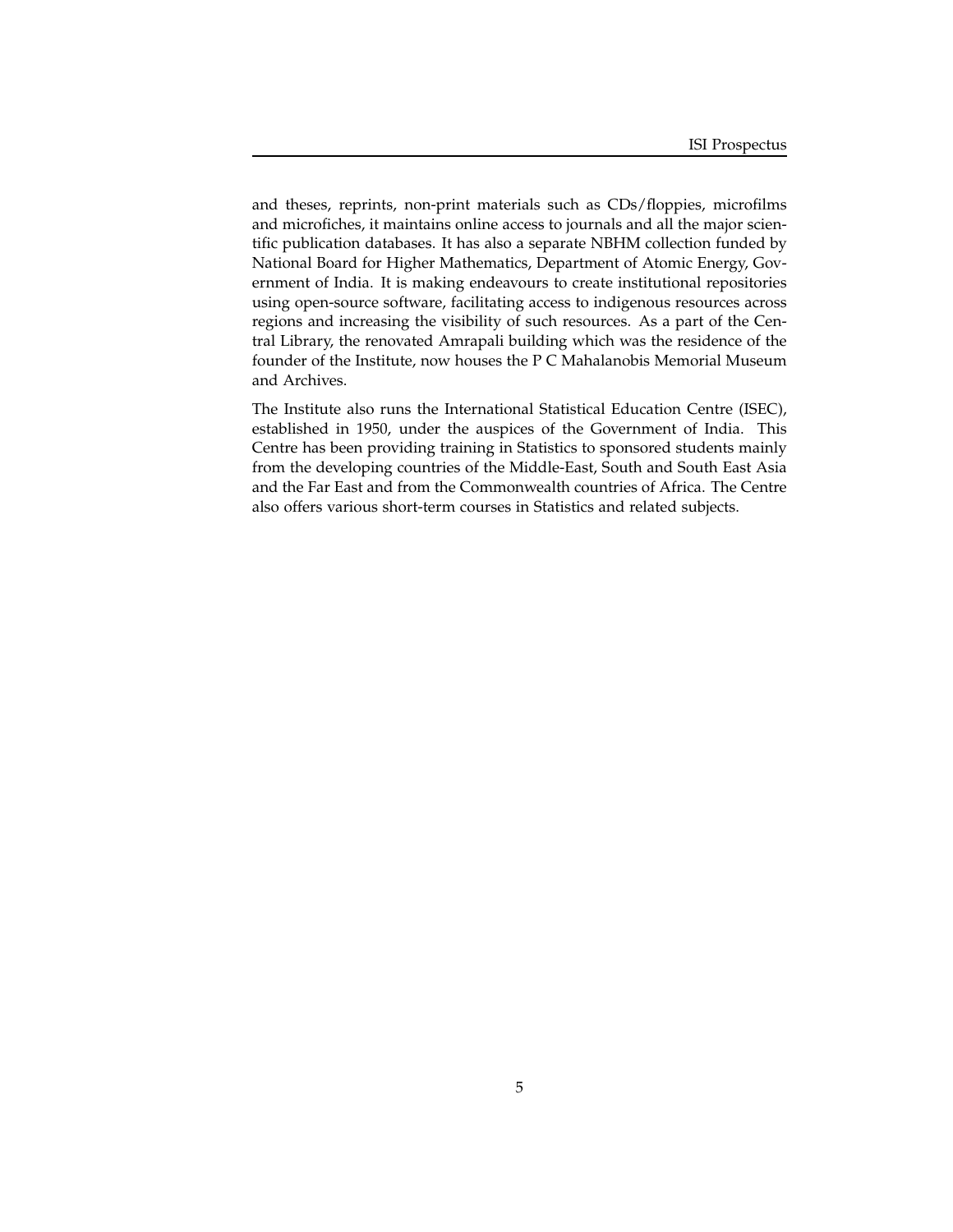and theses, reprints, non-print materials such as CDs/floppies, microfilms and microfiches, it maintains online access to journals and all the major scientific publication databases. It has also a separate NBHM collection funded by National Board for Higher Mathematics, Department of Atomic Energy, Government of India. It is making endeavours to create institutional repositories using open-source software, facilitating access to indigenous resources across regions and increasing the visibility of such resources. As a part of the Central Library, the renovated Amrapali building which was the residence of the founder of the Institute, now houses the P C Mahalanobis Memorial Museum and Archives.

The Institute also runs the International Statistical Education Centre (ISEC), established in 1950, under the auspices of the Government of India. This Centre has been providing training in Statistics to sponsored students mainly from the developing countries of the Middle-East, South and South East Asia and the Far East and from the Commonwealth countries of Africa. The Centre also offers various short-term courses in Statistics and related subjects.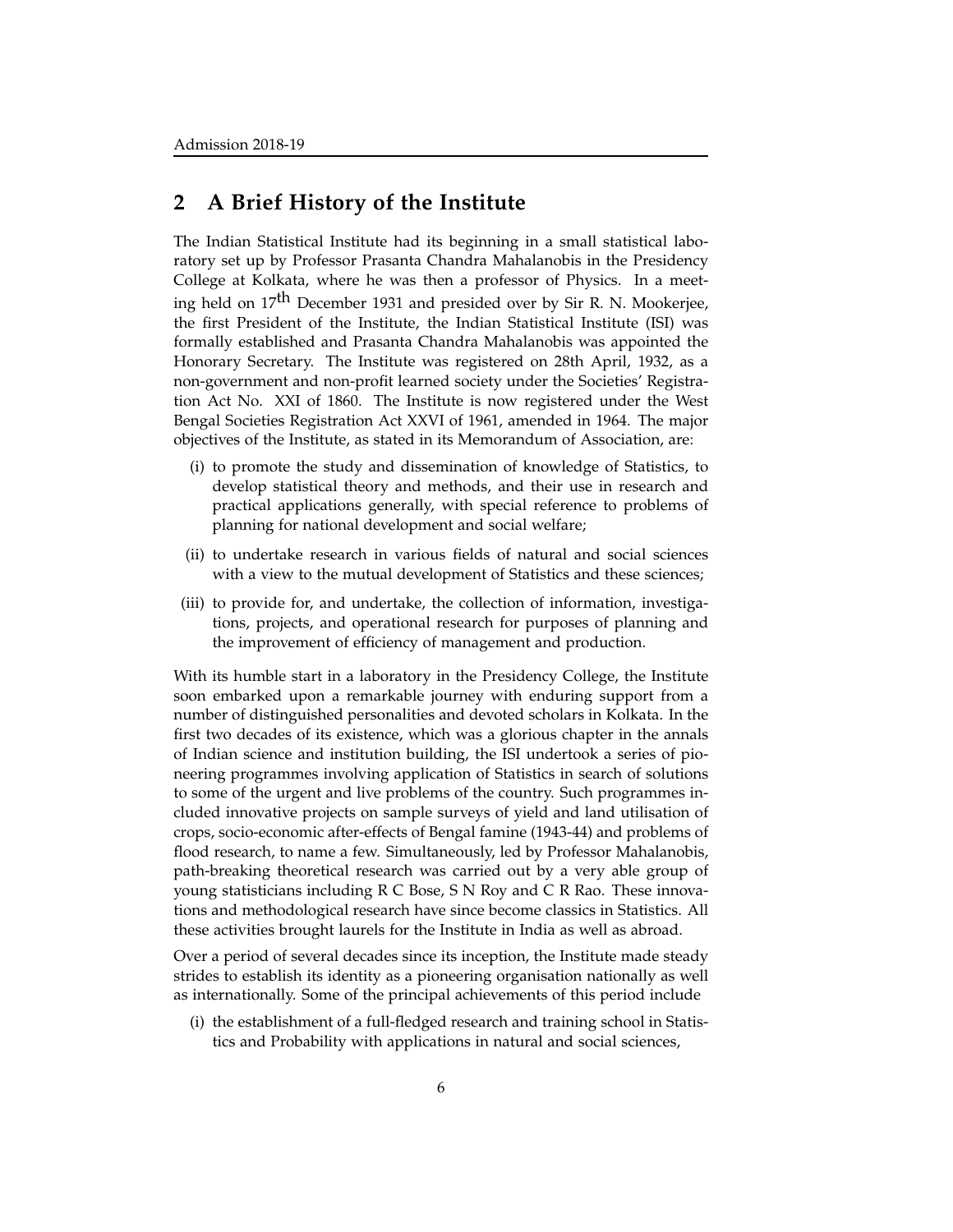## 2 A Brief History of the Institute

The Indian Statistical Institute had its beginning in a small statistical laboratory set up by Professor Prasanta Chandra Mahalanobis in the Presidency College at Kolkata, where he was then a professor of Physics. In a meeting held on $17^{th}$ December 1931 and presided over by Sir R. N. Mookerjee, the first President of the Institute, the Indian Statistical Institute (ISI) was formally established and Prasanta Chandra Mahalanobis was appointed the Honorary Secretary. The Institute was registered on 28th April, 1932, as a non-government and non-profit learned society under the Societies' Registration Act No. XXI of 1860. The Institute is now registered under the West Bengal Societies Registration Act XXVI of 1961, amended in 1964. The major objectives of the Institute, as stated in its Memorandum of Association, are:

(i) to promote the study and dissemination of knowledge of Statistics, to develop statistical theory and methods, and their use in research and practical applications generally, with special reference to problems of planning for national development and social welfare;

(ii) to undertake research in various fields of natural and social sciences with a view to the mutual development of Statistics and these sciences;

(iii) to provide for, and undertake, the collection of information, investigations, projects, and operational research for purposes of planning and the improvement of efficiency of management and production.

With its humble start in a laboratory in the Presidency College, the Institute soon embarked upon a remarkable journey with enduring support from a number of distinguished personalities and devoted scholars in Kolkata. In the first two decades of its existence, which was a glorious chapter in the annals of Indian science and institution building, the ISI undertook a series of pioneering programmes involving application of Statistics in search of solutions to some of the urgent and live problems of the country. Such programmes included innovative projects on sample surveys of yield and land utilisation of crops, socio-economic after-effects of Bengal famine (1943-44) and problems of flood research, to name a few. Simultaneously, led by Professor Mahalanobis, path-breaking theoretical research was carried out by a very able group of young statisticians including R C Bose, S N Roy and C R Rao. These innovations and methodological research have since become classics in Statistics. All these activities brought laurels for the Institute in India as well as abroad.

Over a period of several decades since its inception, the Institute made steady strides to establish its identity as a pioneering organisation nationally as well as internationally. Some of the principal achievements of this period include

(i) the establishment of a full-fledged research and training school in Statistics and Probability with applications in natural and social sciences,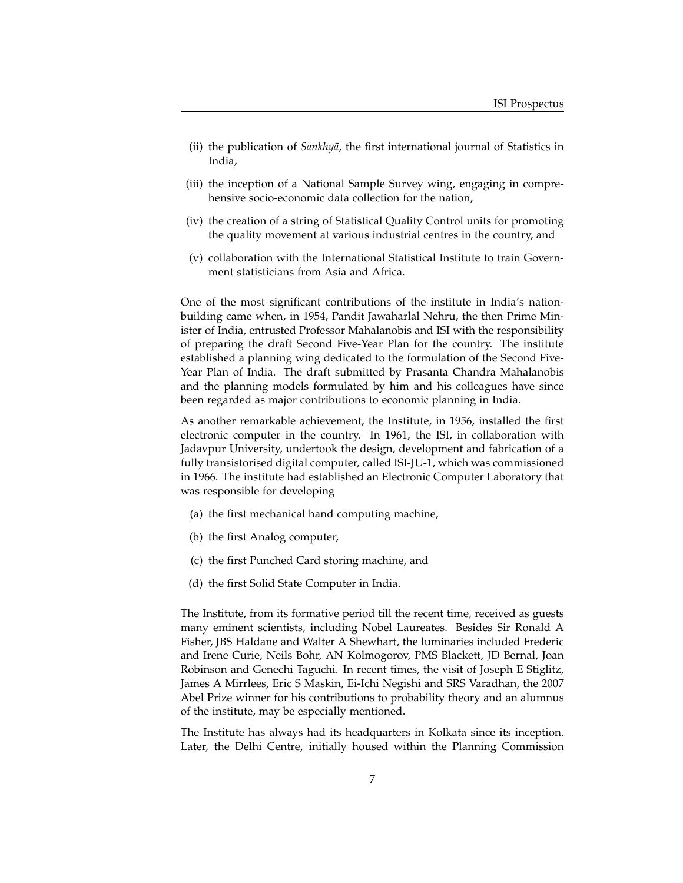(ii) the publication of *Sankhyā*, the first international journal of Statistics in India,

(iii) the inception of a National Sample Survey wing, engaging in comprehensive socio-economic data collection for the nation,

(iv) the creation of a string of Statistical Quality Control units for promoting the quality movement at various industrial centres in the country, and

(v) collaboration with the International Statistical Institute to train Government statisticians from Asia and Africa.

One of the most significant contributions of the institute in India's nation-building came when, in 1954, Pandit Jawaharlal Nehru, the then Prime Minister of India, entrusted Professor Mahalanobis and ISI with the responsibility of preparing the draft Second Five-Year Plan for the country. The institute established a planning wing dedicated to the formulation of the Second Five-Year Plan of India. The draft submitted by Prasanta Chandra Mahalanobis and the planning models formulated by him and his colleagues have since been regarded as major contributions to economic planning in India.

As another remarkable achievement, the Institute, in 1956, installed the first electronic computer in the country. In 1961, the ISI, in collaboration with Jadavpur University, undertook the design, development and fabrication of a fully transistorised digital computer, called ISI-JU-1, which was commissioned in 1966. The institute had established an Electronic Computer Laboratory that was responsible for developing

(a) the first mechanical hand computing machine,

(b) the first Analog computer,

(c) the first Punched Card storing machine, and

(d) the first Solid State Computer in India.

The Institute, from its formative period till the recent time, received as guests many eminent scientists, including Nobel Laureates. Besides Sir Ronald A Fisher, JBS Haldane and Walter A Shewhart, the luminaries included Frederic and Irene Curie, Neils Bohr, AN Kolmogorov, PMS Blackett, JD Bernal, Joan Robinson and Genechi Taguchi. In recent times, the visit of Joseph E Stiglitz, James A Mirrlees, Eric S Maskin, Ei-Ichi Negishi and SRS Varadhan, the 2007 Abel Prize winner for his contributions to probability theory and an alumnus of the institute, may be especially mentioned.

The Institute has always had its headquarters in Kolkata since its inception. Later, the Delhi Centre, initially housed within the Planning Commission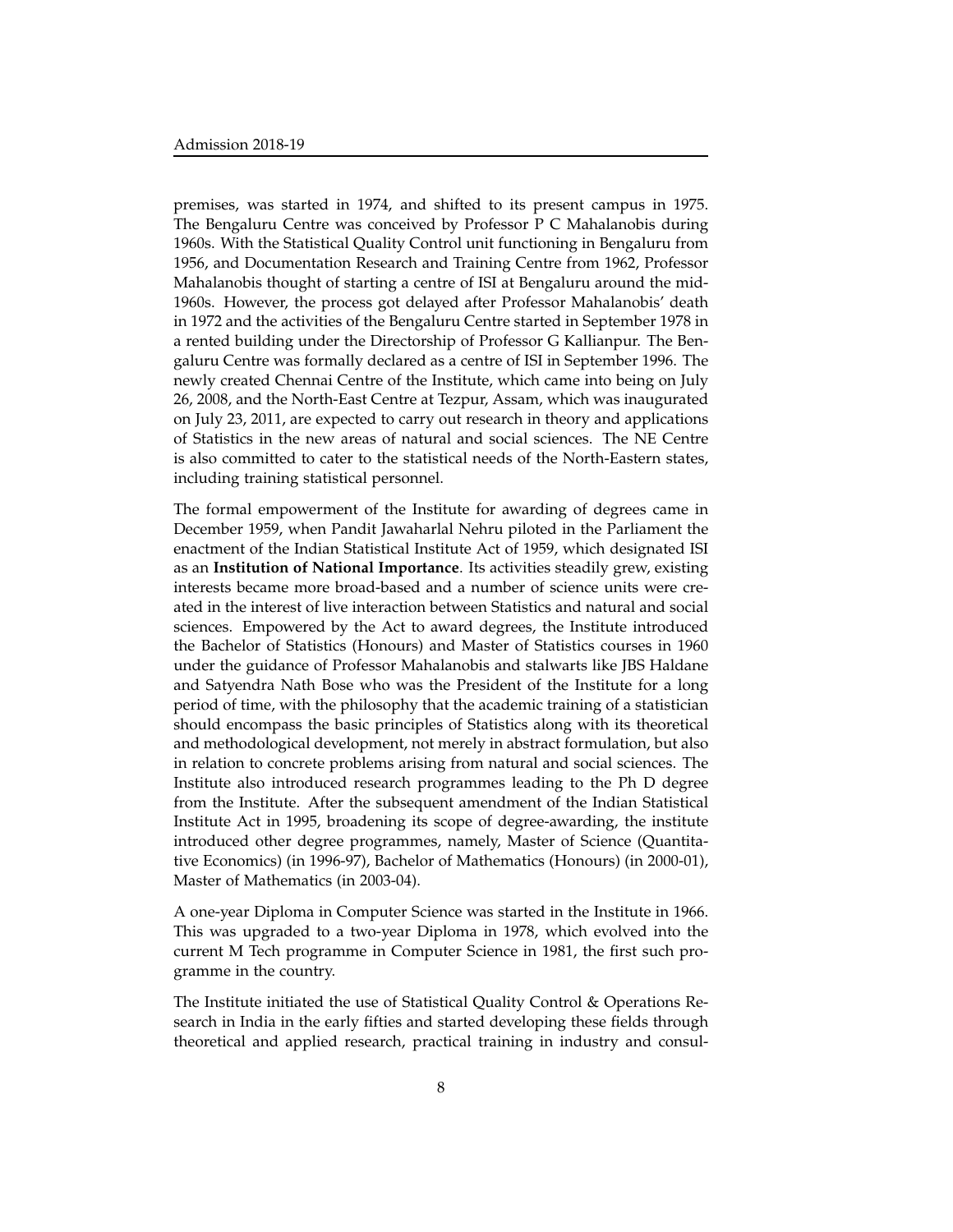premises, was started in 1974, and shifted to its present campus in 1975. The Bengaluru Centre was conceived by Professor P C Mahalanobis during 1960s. With the Statistical Quality Control unit functioning in Bengaluru from 1956, and Documentation Research and Training Centre from 1962, Professor Mahalanobis thought of starting a centre of ISI at Bengaluru around the mid-1960s. However, the process got delayed after Professor Mahalanobis' death in 1972 and the activities of the Bengaluru Centre started in September 1978 in a rented building under the Directorship of Professor G Kallianpur. The Bengaluru Centre was formally declared as a centre of ISI in September 1996. The newly created Chennai Centre of the Institute, which came into being on July 26, 2008, and the North-East Centre at Tezpur, Assam, which was inaugurated on July 23, 2011, are expected to carry out research in theory and applications of Statistics in the new areas of natural and social sciences. The NE Centre is also committed to cater to the statistical needs of the North-Eastern states, including training statistical personnel.

The formal empowerment of the Institute for awarding of degrees came in December 1959, when Pandit Jawaharlal Nehru piloted in the Parliament the enactment of the Indian Statistical Institute Act of 1959, which designated ISI as an **Institution of National Importance**. Its activities steadily grew, existing interests became more broad-based and a number of science units were created in the interest of live interaction between Statistics and natural and social sciences. Empowered by the Act to award degrees, the Institute introduced the Bachelor of Statistics (Honours) and Master of Statistics courses in 1960 under the guidance of Professor Mahalanobis and stalwarts like JBS Haldane and Satyendra Nath Bose who was the President of the Institute for a long period of time, with the philosophy that the academic training of a statistician should encompass the basic principles of Statistics along with its theoretical and methodological development, not merely in abstract formulation, but also in relation to concrete problems arising from natural and social sciences. The Institute also introduced research programmes leading to the Ph D degree from the Institute. After the subsequent amendment of the Indian Statistical Institute Act in 1995, broadening its scope of degree-awarding, the institute introduced other degree programmes, namely, Master of Science (Quantitative Economics) (in 1996-97), Bachelor of Mathematics (Honours) (in 2000-01), Master of Mathematics (in 2003-04).

A one-year Diploma in Computer Science was started in the Institute in 1966. This was upgraded to a two-year Diploma in 1978, which evolved into the current M Tech programme in Computer Science in 1981, the first such programme in the country.

The Institute initiated the use of Statistical Quality Control & Operations Research in India in the early fifties and started developing these fields through theoretical and applied research, practical training in industry and consul-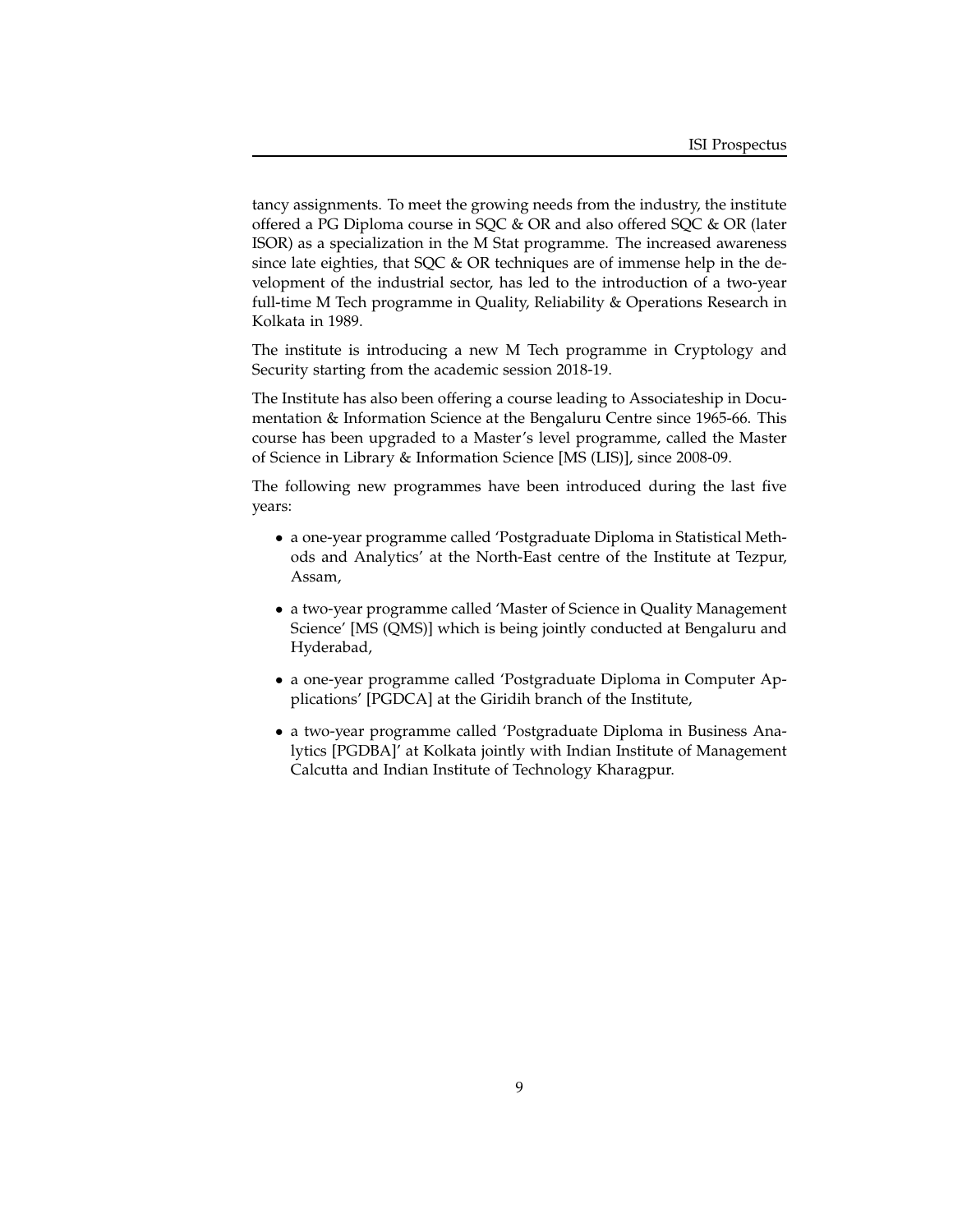tancy assignments. To meet the growing needs from the industry, the institute offered a PG Diploma course in SQC & OR and also offered SQC & OR (later ISOR) as a specialization in the M Stat programme. The increased awareness since late eighties, that SQC & OR techniques are of immense help in the development of the industrial sector, has led to the introduction of a two-year full-time M Tech programme in Quality, Reliability & Operations Research in Kolkata in 1989.

The institute is introducing a new M Tech programme in Cryptology and Security starting from the academic session 2018-19.

The Institute has also been offering a course leading to Associateship in Documentation & Information Science at the Bengaluru Centre since 1965-66. This course has been upgraded to a Master's level programme, called the Master of Science in Library & Information Science [MS (LIS)], since 2008-09.

The following new programmes have been introduced during the last five years:

- a one-year programme called 'Postgraduate Diploma in Statistical Methods and Analytics' at the North-East centre of the Institute at Tezpur, Assam,
- a two-year programme called 'Master of Science in Quality Management Science' [MS (QMS)] which is being jointly conducted at Bengaluru and Hyderabad,
- a one-year programme called 'Postgraduate Diploma in Computer Applications' [PGDCA] at the Giridih branch of the Institute,
- a two-year programme called 'Postgraduate Diploma in Business Analytics [PGDBA]' at Kolkata jointly with Indian Institute of Management Calcutta and Indian Institute of Technology Kharagpur.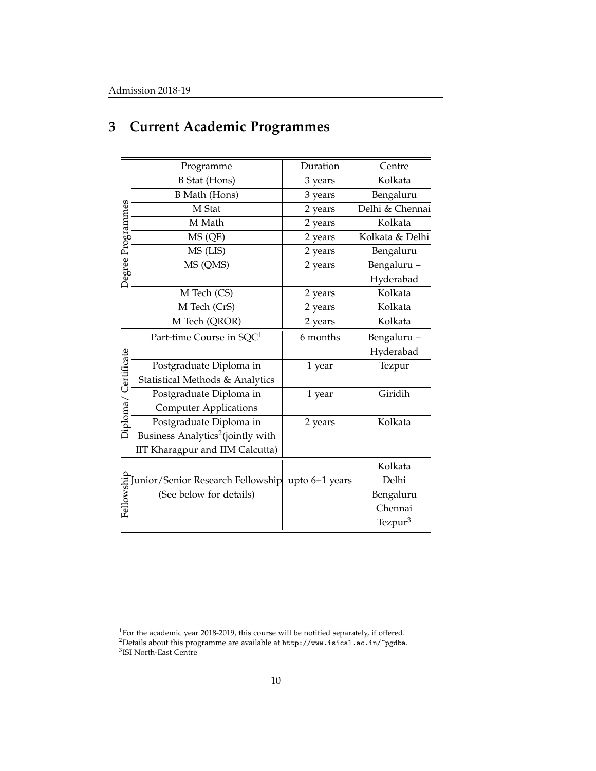## 3 Current Academic Programmes

| | Programme | Duration | Centre |
|---|---|---|---|
| Degree Programmes | B Stat (Hons) | 3 years | Kolkata |
| | B Math (Hons) | 3 years | Bengaluru |
| | M Stat | 2 years | Delhi & Chennai |
| | M Math | 2 years | Kolkata |
| | MS (QE) | 2 years | Kolkata & Delhi |
| | MS (LIS) | 2 years | Bengaluru |
| | MS (QMS) | 2 years | Bengaluru – Hyderabad |
| | M Tech (CS) | 2 years | Kolkata |
| | M Tech (CrS) | 2 years | Kolkata |
| | M Tech (QROR) | 2 years | Kolkata |
| Diploma/ Certificate | Part-time Course in SQC[1] | 6 months | Bengaluru – Hyderabad |
| | Postgraduate Diploma in Statistical Methods & Analytics | 1 year | Tezpur |
| | Postgraduate Diploma in Computer Applications | 1 year | Giridih |
| | Postgraduate Diploma in Business Analytics[2](jointly with IIT Kharagpur and IIM Calcutta) | 2 years | Kolkata |
| Fellowship | Junior/Senior Research Fellowship (See below for details) | upto 6+1 years | Kolkata Delhi Bengaluru Chennai Tezpur[3] |

[1]For the academic year 2018-2019, this course will be notified separately, if offered.
[2]Details about this programme are available at http://www.isical.ac.in/~pgdba.
[3]ISI North-East Centre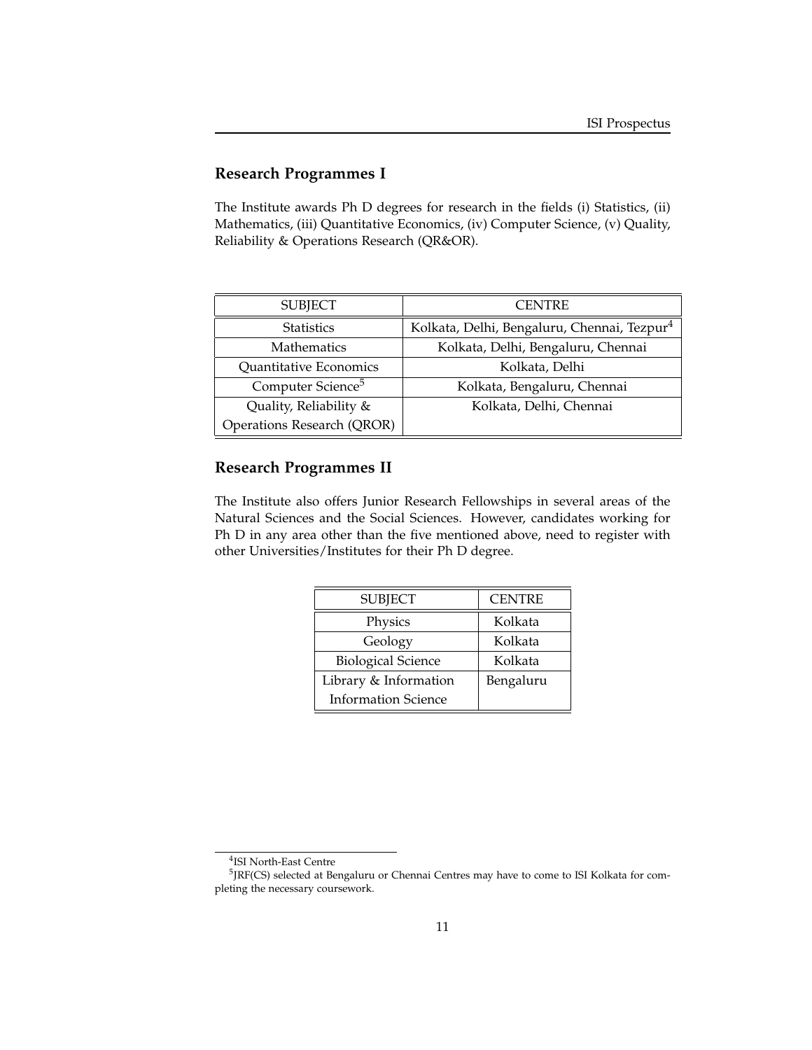## Research Programmes I

The Institute awards Ph D degrees for research in the fields (i) Statistics, (ii) Mathematics, (iii) Quantitative Economics, (iv) Computer Science, (v) Quality, Reliability & Operations Research (QR&OR).

| SUBJECT | CENTRE |
|---|---|
| Statistics | Kolkata, Delhi, Bengaluru, Chennai, Tezpur[4] |
| Mathematics | Kolkata, Delhi, Bengaluru, Chennai |
| Quantitative Economics | Kolkata, Delhi |
| Computer Science[5] | Kolkata, Bengaluru, Chennai |
| Quality, Reliability & Operations Research (QROR) | Kolkata, Delhi, Chennai |

## Research Programmes II

The Institute also offers Junior Research Fellowships in several areas of the Natural Sciences and the Social Sciences. However, candidates working for Ph D in any area other than the five mentioned above, need to register with other Universities/Institutes for their Ph D degree.

| SUBJECT | CENTRE |
|---|---|
| Physics | Kolkata |
| Geology | Kolkata |
| Biological Science | Kolkata |
| Library & Information Information Science | Bengaluru |

[4] ISI North-East Centre

[5] JRF(CS) selected at Bengaluru or Chennai Centres may have to come to ISI Kolkata for completing the necessary coursework.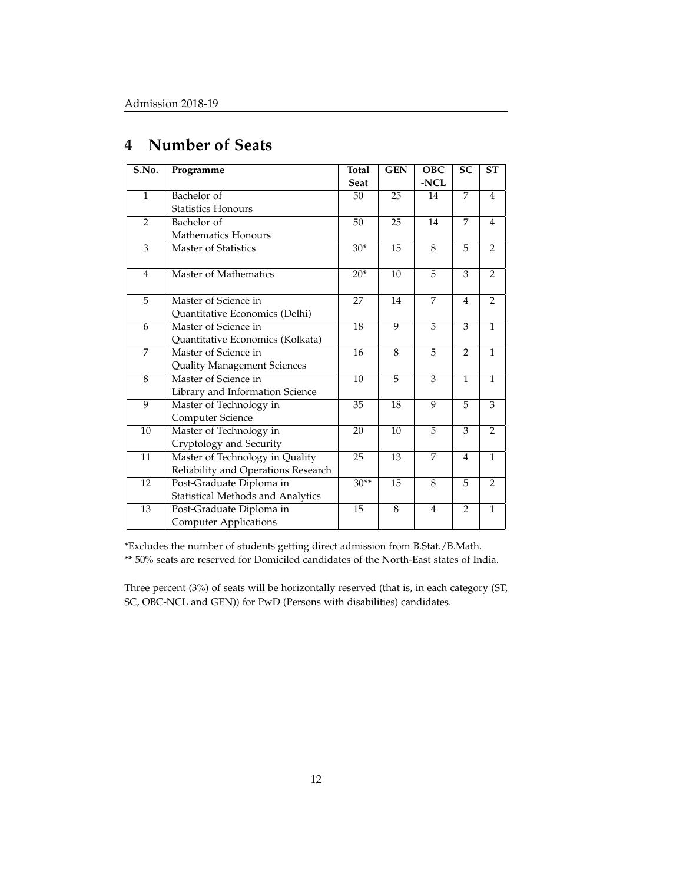# 4 Number of Seats

| S.No. | Programme | Total Seat | GEN | OBC -NCL | SC | ST |
|---|---|---|---|---|---|---|
| 1 | Bachelor of Statistics Honours | 50 | 25 | 14 | 7 | 4 |
| 2 | Bachelor of Mathematics Honours | 50 | 25 | 14 | 7 | 4 |
| 3 | Master of Statistics | 30* | 15 | 8 | 5 | 2 |
| 4 | Master of Mathematics | 20* | 10 | 5 | 3 | 2 |
| 5 | Master of Science in Quantitative Economics (Delhi) | 27 | 14 | 7 | 4 | 2 |
| 6 | Master of Science in Quantitative Economics (Kolkata) | 18 | 9 | 5 | 3 | 1 |
| 7 | Master of Science in Quality Management Sciences | 16 | 8 | 5 | 2 | 1 |
| 8 | Master of Science in Library and Information Science | 10 | 5 | 3 | 1 | 1 |
| 9 | Master of Technology in Computer Science | 35 | 18 | 9 | 5 | 3 |
| 10 | Master of Technology in Cryptology and Security | 20 | 10 | 5 | 3 | 2 |
| 11 | Master of Technology in Quality Reliability and Operations Research | 25 | 13 | 7 | 4 | 1 |
| 12 | Post-Graduate Diploma in Statistical Methods and Analytics | 30** | 15 | 8 | 5 | 2 |
| 13 | Post-Graduate Diploma in Computer Applications | 15 | 8 | 4 | 2 | 1 |

*Excludes the number of students getting direct admission from B.Stat./B.Math.
** 50% seats are reserved for Domiciled candidates of the North-East states of India.

Three percent (3%) of seats will be horizontally reserved (that is, in each category (ST, SC, OBC-NCL and GEN)) for PwD (Persons with disabilities) candidates.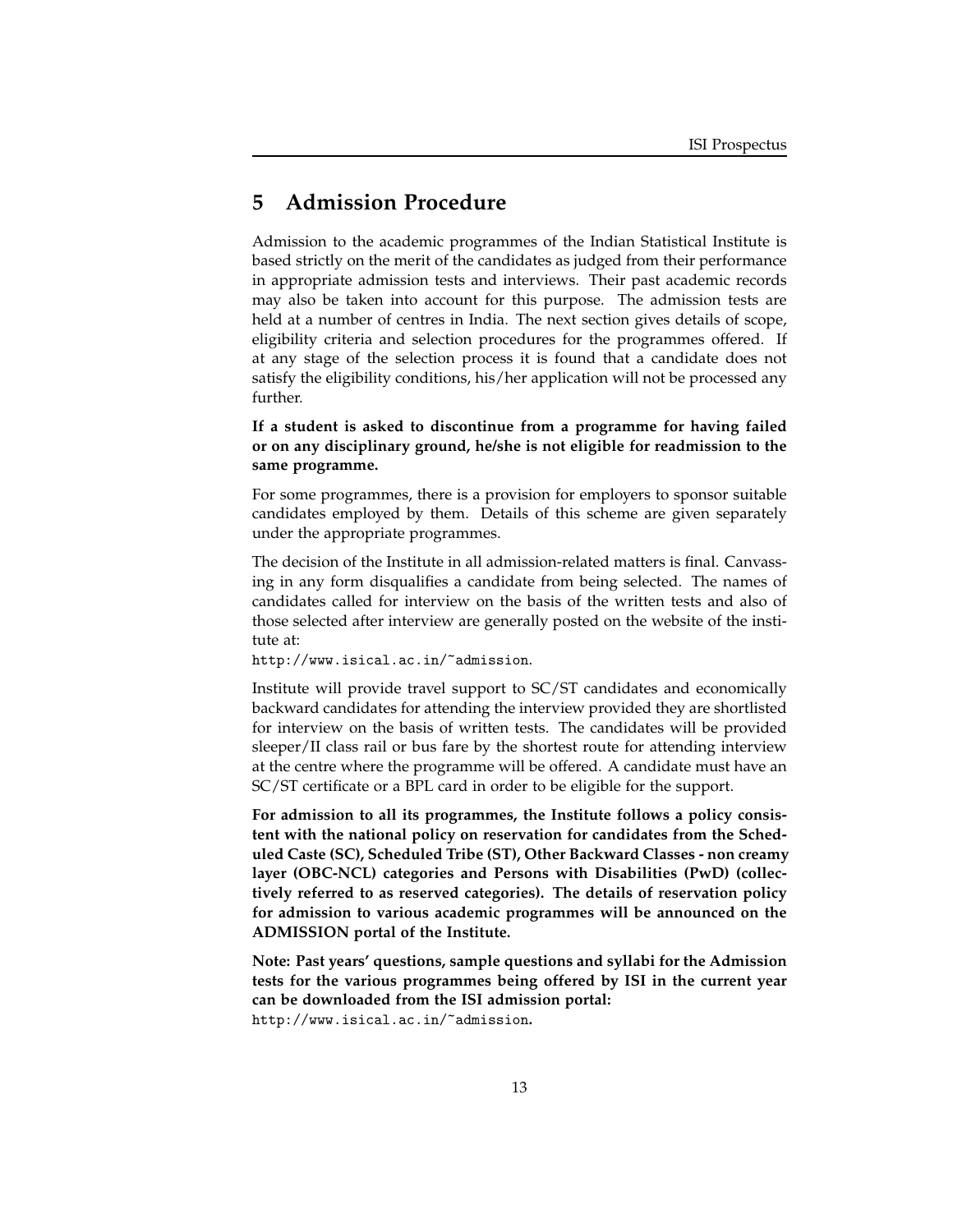## 5 Admission Procedure

Admission to the academic programmes of the Indian Statistical Institute is based strictly on the merit of the candidates as judged from their performance in appropriate admission tests and interviews. Their past academic records may also be taken into account for this purpose. The admission tests are held at a number of centres in India. The next section gives details of scope, eligibility criteria and selection procedures for the programmes offered. If at any stage of the selection process it is found that a candidate does not satisfy the eligibility conditions, his/her application will not be processed any further.

**If a student is asked to discontinue from a programme for having failed or on any disciplinary ground, he/she is not eligible for readmission to the same programme.**

For some programmes, there is a provision for employers to sponsor suitable candidates employed by them. Details of this scheme are given separately under the appropriate programmes.

The decision of the Institute in all admission-related matters is final. Canvassing in any form disqualifies a candidate from being selected. The names of candidates called for interview on the basis of the written tests and also of those selected after interview are generally posted on the website of the institute at:
http://www.isical.ac.in/~admission.

Institute will provide travel support to SC/ST candidates and economically backward candidates for attending the interview provided they are shortlisted for interview on the basis of written tests. The candidates will be provided sleeper/II class rail or bus fare by the shortest route for attending interview at the centre where the programme will be offered. A candidate must have an SC/ST certificate or a BPL card in order to be eligible for the support.

**For admission to all its programmes, the Institute follows a policy consistent with the national policy on reservation for candidates from the Scheduled Caste (SC), Scheduled Tribe (ST), Other Backward Classes - non creamy layer (OBC-NCL) categories and Persons with Disabilities (PwD) (collectively referred to as reserved categories). The details of reservation policy for admission to various academic programmes will be announced on the ADMISSION portal of the Institute.**

**Note: Past years' questions, sample questions and syllabi for the Admission tests for the various programmes being offered by ISI in the current year can be downloaded from the ISI admission portal:**
http://www.isical.ac.in/~admission.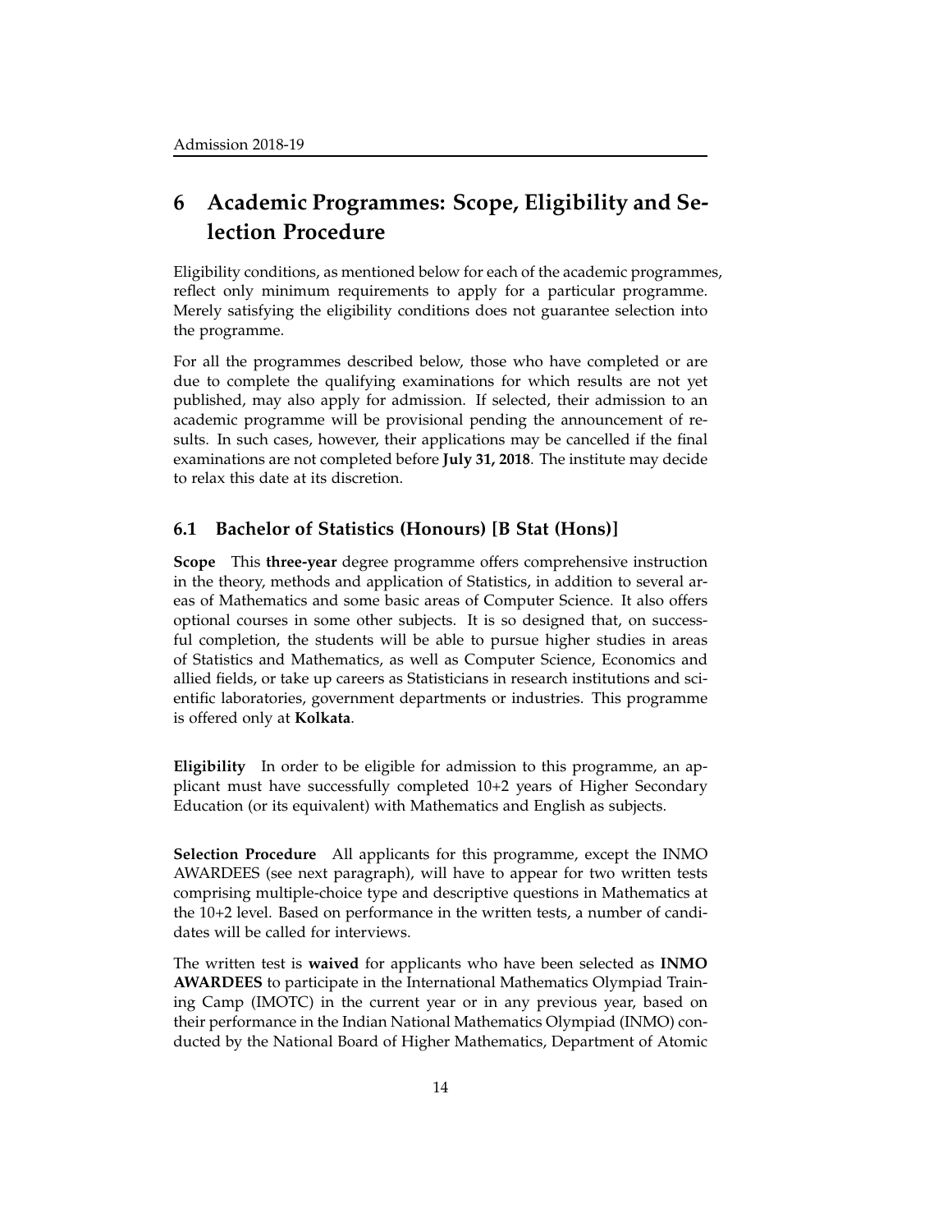# 6 Academic Programmes: Scope, Eligibility and Selection Procedure

Eligibility conditions, as mentioned below for each of the academic programmes, reflect only minimum requirements to apply for a particular programme. Merely satisfying the eligibility conditions does not guarantee selection into the programme.

For all the programmes described below, those who have completed or are due to complete the qualifying examinations for which results are not yet published, may also apply for admission. If selected, their admission to an academic programme will be provisional pending the announcement of results. In such cases, however, their applications may be cancelled if the final examinations are not completed before **July 31, 2018**. The institute may decide to relax this date at its discretion.

## 6.1 Bachelor of Statistics (Honours) [B Stat (Hons)]

**Scope** This **three-year** degree programme offers comprehensive instruction in the theory, methods and application of Statistics, in addition to several areas of Mathematics and some basic areas of Computer Science. It also offers optional courses in some other subjects. It is so designed that, on successful completion, the students will be able to pursue higher studies in areas of Statistics and Mathematics, as well as Computer Science, Economics and allied fields, or take up careers as Statisticians in research institutions and scientific laboratories, government departments or industries. This programme is offered only at **Kolkata**.

**Eligibility** In order to be eligible for admission to this programme, an applicant must have successfully completed 10+2 years of Higher Secondary Education (or its equivalent) with Mathematics and English as subjects.

**Selection Procedure** All applicants for this programme, except the INMO AWARDEES (see next paragraph), will have to appear for two written tests comprising multiple-choice type and descriptive questions in Mathematics at the 10+2 level. Based on performance in the written tests, a number of candidates will be called for interviews.

The written test is **waived** for applicants who have been selected as **INMO AWARDEES** to participate in the International Mathematics Olympiad Training Camp (IMOTC) in the current year or in any previous year, based on their performance in the Indian National Mathematics Olympiad (INMO) conducted by the National Board of Higher Mathematics, Department of Atomic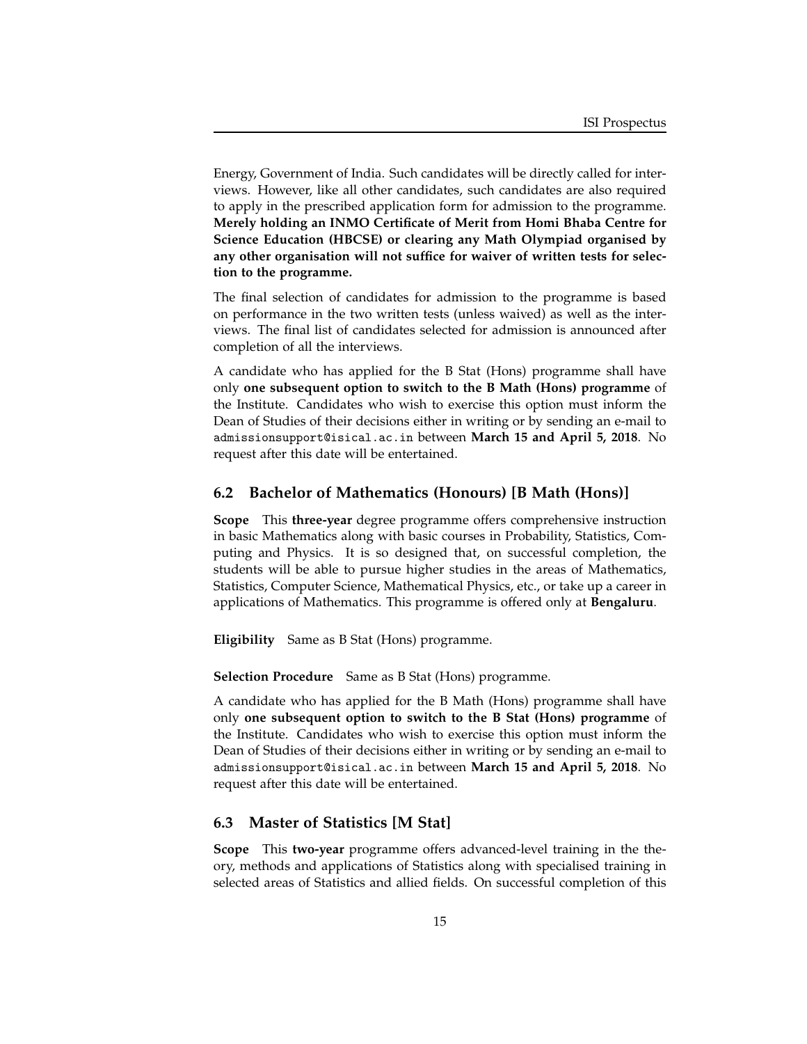Energy, Government of India. Such candidates will be directly called for interviews. However, like all other candidates, such candidates are also required to apply in the prescribed application form for admission to the programme. **Merely holding an INMO Certificate of Merit from Homi Bhaba Centre for Science Education (HBCSE) or clearing any Math Olympiad organised by any other organisation will not suffice for waiver of written tests for selection to the programme.**

The final selection of candidates for admission to the programme is based on performance in the two written tests (unless waived) as well as the interviews. The final list of candidates selected for admission is announced after completion of all the interviews.

A candidate who has applied for the B Stat (Hons) programme shall have only **one subsequent option to switch to the B Math (Hons) programme** of the Institute. Candidates who wish to exercise this option must inform the Dean of Studies of their decisions either in writing or by sending an e-mail to `admissionsupport@isical.ac.in` between **March 15 and April 5, 2018**. No request after this date will be entertained.

## 6.2 Bachelor of Mathematics (Honours) [B Math (Hons)]

**Scope** This **three-year** degree programme offers comprehensive instruction in basic Mathematics along with basic courses in Probability, Statistics, Computing and Physics. It is so designed that, on successful completion, the students will be able to pursue higher studies in the areas of Mathematics, Statistics, Computer Science, Mathematical Physics, etc., or take up a career in applications of Mathematics. This programme is offered only at **Bengaluru**.

**Eligibility** Same as B Stat (Hons) programme.

**Selection Procedure** Same as B Stat (Hons) programme.

A candidate who has applied for the B Math (Hons) programme shall have only **one subsequent option to switch to the B Stat (Hons) programme** of the Institute. Candidates who wish to exercise this option must inform the Dean of Studies of their decisions either in writing or by sending an e-mail to `admissionsupport@isical.ac.in` between **March 15 and April 5, 2018**. No request after this date will be entertained.

## 6.3 Master of Statistics [M Stat]

**Scope** This **two-year** programme offers advanced-level training in the theory, methods and applications of Statistics along with specialised training in selected areas of Statistics and allied fields. On successful completion of this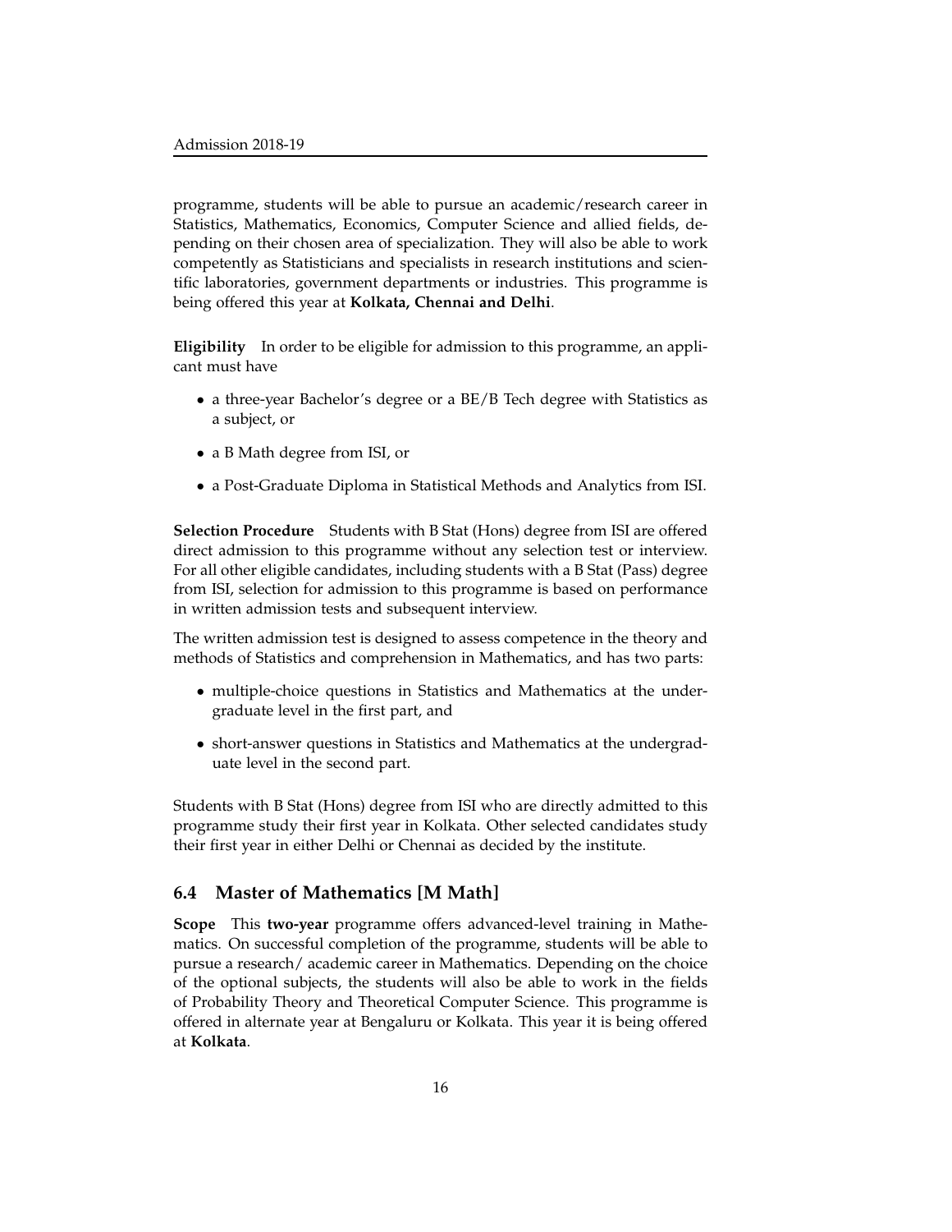programme, students will be able to pursue an academic/research career in Statistics, Mathematics, Economics, Computer Science and allied fields, depending on their chosen area of specialization. They will also be able to work competently as Statisticians and specialists in research institutions and scientific laboratories, government departments or industries. This programme is being offered this year at **Kolkata, Chennai and Delhi**.

**Eligibility** In order to be eligible for admission to this programme, an applicant must have

- a three-year Bachelor's degree or a BE/B Tech degree with Statistics as a subject, or
- a B Math degree from ISI, or
- a Post-Graduate Diploma in Statistical Methods and Analytics from ISI.

**Selection Procedure** Students with B Stat (Hons) degree from ISI are offered direct admission to this programme without any selection test or interview. For all other eligible candidates, including students with a B Stat (Pass) degree from ISI, selection for admission to this programme is based on performance in written admission tests and subsequent interview.

The written admission test is designed to assess competence in the theory and methods of Statistics and comprehension in Mathematics, and has two parts:

- multiple-choice questions in Statistics and Mathematics at the undergraduate level in the first part, and
- short-answer questions in Statistics and Mathematics at the undergraduate level in the second part.

Students with B Stat (Hons) degree from ISI who are directly admitted to this programme study their first year in Kolkata. Other selected candidates study their first year in either Delhi or Chennai as decided by the institute.

### 6.4 Master of Mathematics [M Math]

**Scope** This **two-year** programme offers advanced-level training in Mathematics. On successful completion of the programme, students will be able to pursue a research/ academic career in Mathematics. Depending on the choice of the optional subjects, the students will also be able to work in the fields of Probability Theory and Theoretical Computer Science. This programme is offered in alternate year at Bengaluru or Kolkata. This year it is being offered at **Kolkata**.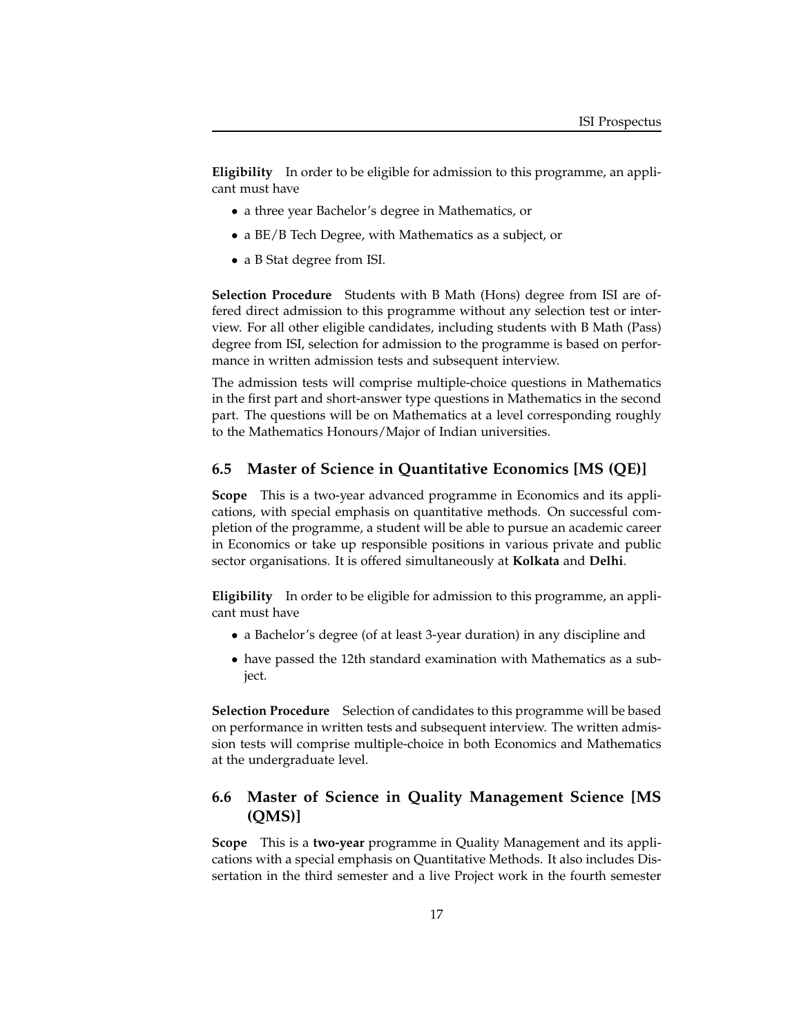**Eligibility** In order to be eligible for admission to this programme, an applicant must have

- a three year Bachelor's degree in Mathematics, or
- a BE/B Tech Degree, with Mathematics as a subject, or
- a B Stat degree from ISI.

**Selection Procedure** Students with B Math (Hons) degree from ISI are offered direct admission to this programme without any selection test or interview. For all other eligible candidates, including students with B Math (Pass) degree from ISI, selection for admission to the programme is based on performance in written admission tests and subsequent interview.

The admission tests will comprise multiple-choice questions in Mathematics in the first part and short-answer type questions in Mathematics in the second part. The questions will be on Mathematics at a level corresponding roughly to the Mathematics Honours/Major of Indian universities.

## 6.5 Master of Science in Quantitative Economics [MS (QE)]

**Scope** This is a two-year advanced programme in Economics and its applications, with special emphasis on quantitative methods. On successful completion of the programme, a student will be able to pursue an academic career in Economics or take up responsible positions in various private and public sector organisations. It is offered simultaneously at **Kolkata** and **Delhi**.

**Eligibility** In order to be eligible for admission to this programme, an applicant must have

- a Bachelor's degree (of at least 3-year duration) in any discipline and
- have passed the 12th standard examination with Mathematics as a subject.

**Selection Procedure** Selection of candidates to this programme will be based on performance in written tests and subsequent interview. The written admission tests will comprise multiple-choice in both Economics and Mathematics at the undergraduate level.

## 6.6 Master of Science in Quality Management Science [MS (QMS)]

**Scope** This is a **two-year** programme in Quality Management and its applications with a special emphasis on Quantitative Methods. It also includes Dissertation in the third semester and a live Project work in the fourth semester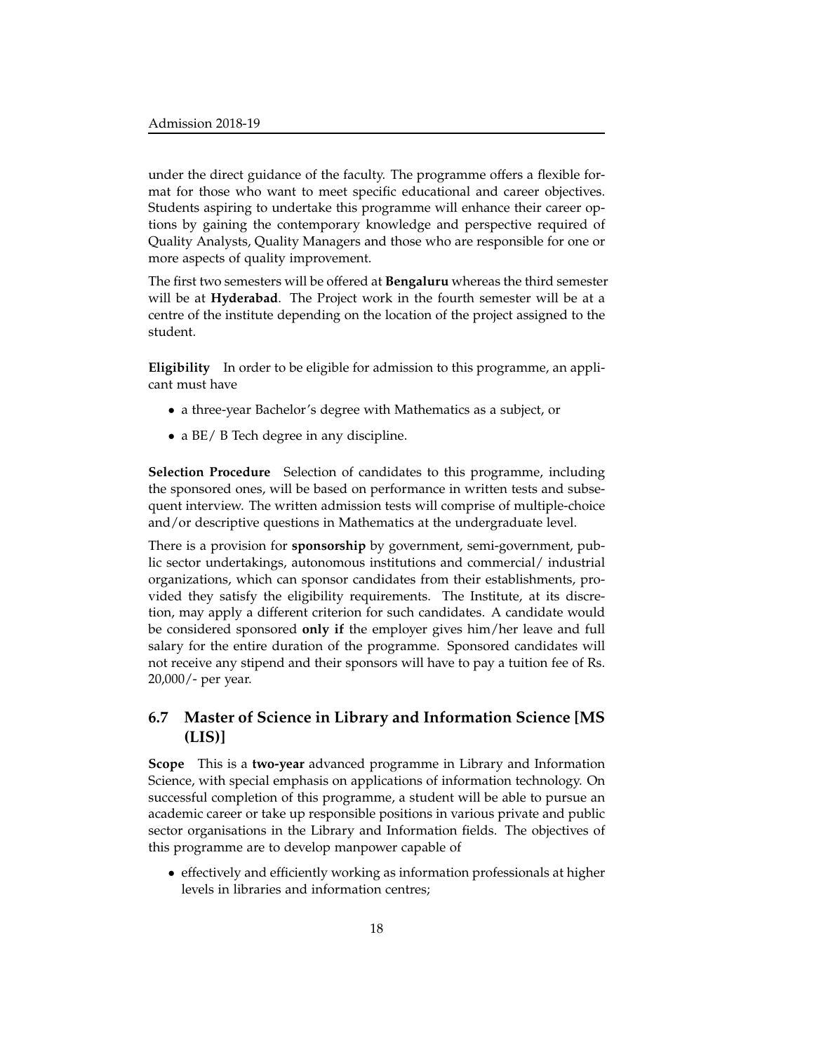under the direct guidance of the faculty. The programme offers a flexible format for those who want to meet specific educational and career objectives. Students aspiring to undertake this programme will enhance their career options by gaining the contemporary knowledge and perspective required of Quality Analysts, Quality Managers and those who are responsible for one or more aspects of quality improvement.

The first two semesters will be offered at **Bengaluru** whereas the third semester will be at **Hyderabad**. The Project work in the fourth semester will be at a centre of the institute depending on the location of the project assigned to the student.

**Eligibility** In order to be eligible for admission to this programme, an applicant must have

- a three-year Bachelor's degree with Mathematics as a subject, or
- a BE/ B Tech degree in any discipline.

**Selection Procedure** Selection of candidates to this programme, including the sponsored ones, will be based on performance in written tests and subsequent interview. The written admission tests will comprise of multiple-choice and/or descriptive questions in Mathematics at the undergraduate level.

There is a provision for **sponsorship** by government, semi-government, public sector undertakings, autonomous institutions and commercial/ industrial organizations, which can sponsor candidates from their establishments, provided they satisfy the eligibility requirements. The Institute, at its discretion, may apply a different criterion for such candidates. A candidate would be considered sponsored **only if** the employer gives him/her leave and full salary for the entire duration of the programme. Sponsored candidates will not receive any stipend and their sponsors will have to pay a tuition fee of Rs. 20,000/- per year.

## 6.7 Master of Science in Library and Information Science [MS (LIS)]

**Scope** This is a **two-year** advanced programme in Library and Information Science, with special emphasis on applications of information technology. On successful completion of this programme, a student will be able to pursue an academic career or take up responsible positions in various private and public sector organisations in the Library and Information fields. The objectives of this programme are to develop manpower capable of

- effectively and efficiently working as information professionals at higher levels in libraries and information centres;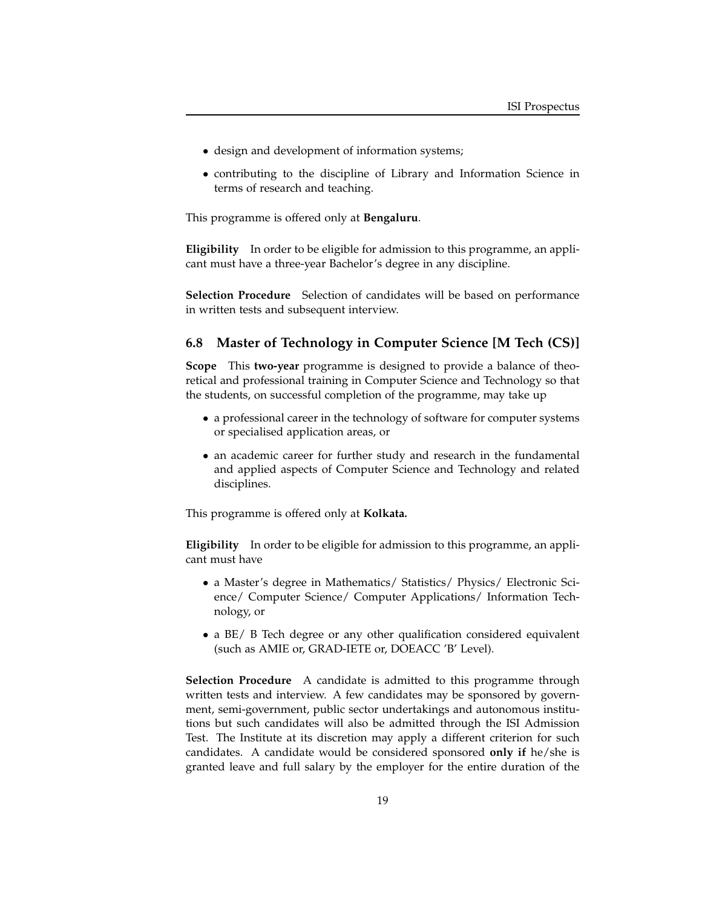- design and development of information systems;
- contributing to the discipline of Library and Information Science in terms of research and teaching.

This programme is offered only at **Bengaluru**.

**Eligibility** In order to be eligible for admission to this programme, an applicant must have a three-year Bachelor's degree in any discipline.

**Selection Procedure** Selection of candidates will be based on performance in written tests and subsequent interview.

## 6.8 Master of Technology in Computer Science [M Tech (CS)]

**Scope** This **two-year** programme is designed to provide a balance of theoretical and professional training in Computer Science and Technology so that the students, on successful completion of the programme, may take up

- a professional career in the technology of software for computer systems or specialised application areas, or
- an academic career for further study and research in the fundamental and applied aspects of Computer Science and Technology and related disciplines.

This programme is offered only at **Kolkata.**

**Eligibility** In order to be eligible for admission to this programme, an applicant must have

- a Master's degree in Mathematics/ Statistics/ Physics/ Electronic Science/ Computer Science/ Computer Applications/ Information Technology, or
- a BE/ B Tech degree or any other qualification considered equivalent (such as AMIE or, GRAD-IETE or, DOEACC 'B' Level).

**Selection Procedure** A candidate is admitted to this programme through written tests and interview. A few candidates may be sponsored by government, semi-government, public sector undertakings and autonomous institutions but such candidates will also be admitted through the ISI Admission Test. The Institute at its discretion may apply a different criterion for such candidates. A candidate would be considered sponsored **only if** he/she is granted leave and full salary by the employer for the entire duration of the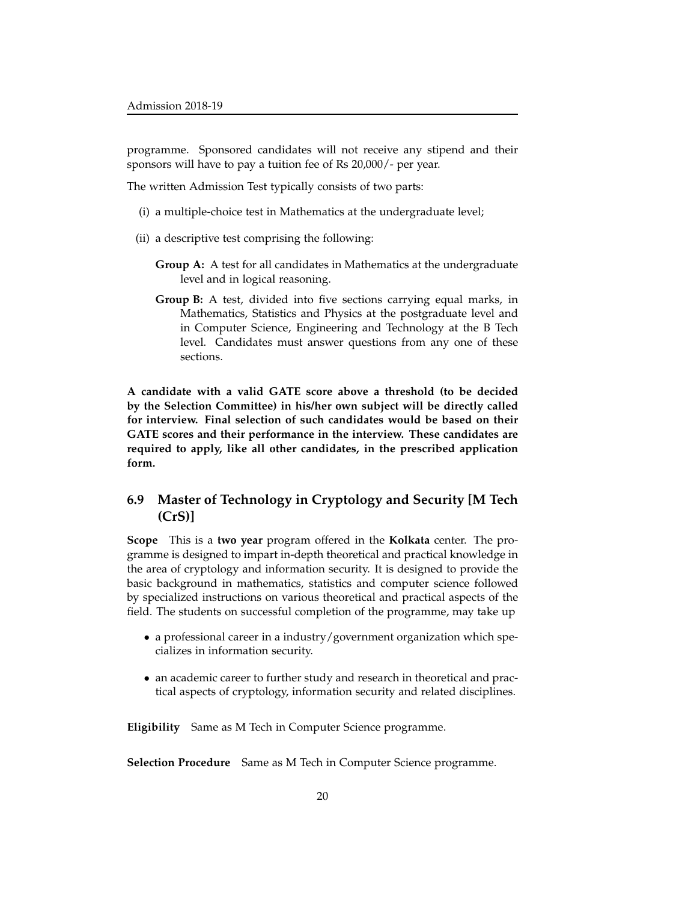programme. Sponsored candidates will not receive any stipend and their sponsors will have to pay a tuition fee of Rs 20,000/- per year.

The written Admission Test typically consists of two parts:

(i) a multiple-choice test in Mathematics at the undergraduate level;

(ii) a descriptive test comprising the following:

**Group A:** A test for all candidates in Mathematics at the undergraduate level and in logical reasoning.

**Group B:** A test, divided into five sections carrying equal marks, in Mathematics, Statistics and Physics at the postgraduate level and in Computer Science, Engineering and Technology at the B Tech level. Candidates must answer questions from any one of these sections.

**A candidate with a valid GATE score above a threshold (to be decided by the Selection Committee) in his/her own subject will be directly called for interview. Final selection of such candidates would be based on their GATE scores and their performance in the interview. These candidates are required to apply, like all other candidates, in the prescribed application form.**

### 6.9 Master of Technology in Cryptology and Security [M Tech (CrS)]

**Scope** This is a **two year** program offered in the **Kolkata** center. The programme is designed to impart in-depth theoretical and practical knowledge in the area of cryptology and information security. It is designed to provide the basic background in mathematics, statistics and computer science followed by specialized instructions on various theoretical and practical aspects of the field. The students on successful completion of the programme, may take up

- a professional career in a industry/government organization which specializes in information security.
- an academic career to further study and research in theoretical and practical aspects of cryptology, information security and related disciplines.

**Eligibility** Same as M Tech in Computer Science programme.

**Selection Procedure** Same as M Tech in Computer Science programme.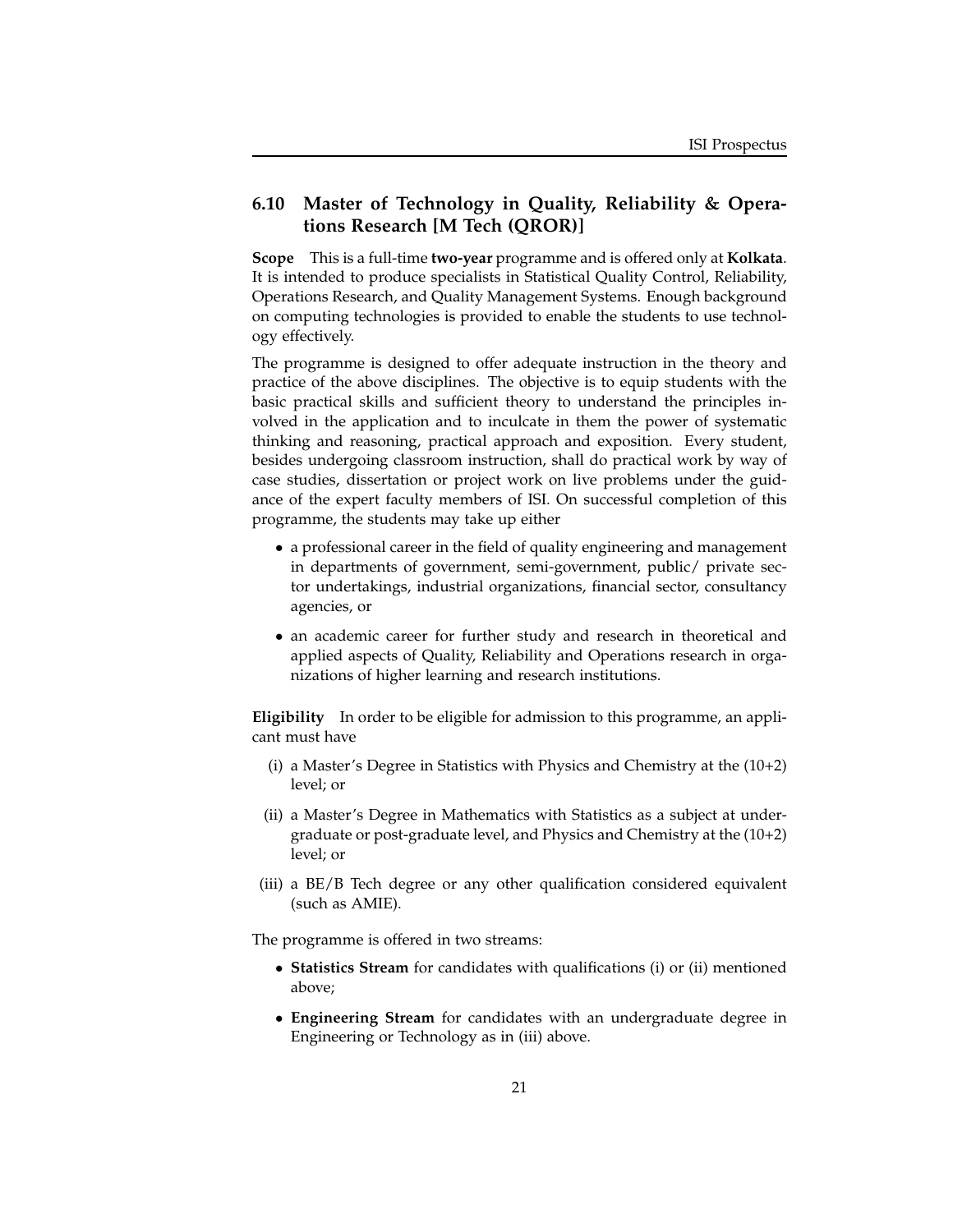## 6.10 Master of Technology in Quality, Reliability & Operations Research [M Tech (QROR)]

**Scope** This is a full-time **two-year** programme and is offered only at **Kolkata**. It is intended to produce specialists in Statistical Quality Control, Reliability, Operations Research, and Quality Management Systems. Enough background on computing technologies is provided to enable the students to use technology effectively.

The programme is designed to offer adequate instruction in the theory and practice of the above disciplines. The objective is to equip students with the basic practical skills and sufficient theory to understand the principles involved in the application and to inculcate in them the power of systematic thinking and reasoning, practical approach and exposition. Every student, besides undergoing classroom instruction, shall do practical work by way of case studies, dissertation or project work on live problems under the guidance of the expert faculty members of ISI. On successful completion of this programme, the students may take up either

- a professional career in the field of quality engineering and management in departments of government, semi-government, public/ private sector undertakings, industrial organizations, financial sector, consultancy agencies, or
- an academic career for further study and research in theoretical and applied aspects of Quality, Reliability and Operations research in organizations of higher learning and research institutions.

**Eligibility** In order to be eligible for admission to this programme, an applicant must have

(i) a Master's Degree in Statistics with Physics and Chemistry at the (10+2) level; or

(ii) a Master's Degree in Mathematics with Statistics as a subject at undergraduate or post-graduate level, and Physics and Chemistry at the (10+2) level; or

(iii) a BE/B Tech degree or any other qualification considered equivalent (such as AMIE).

The programme is offered in two streams:

- **Statistics Stream** for candidates with qualifications (i) or (ii) mentioned above;
- **Engineering Stream** for candidates with an undergraduate degree in Engineering or Technology as in (iii) above.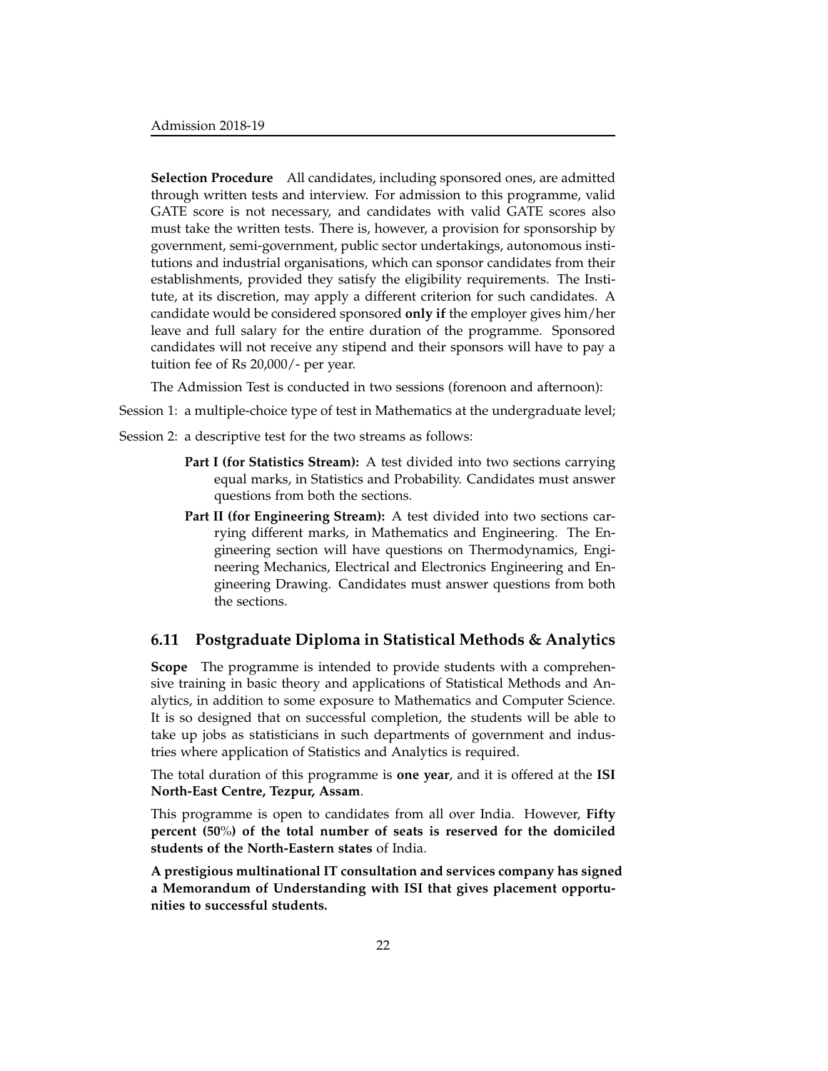**Selection Procedure** All candidates, including sponsored ones, are admitted through written tests and interview. For admission to this programme, valid GATE score is not necessary, and candidates with valid GATE scores also must take the written tests. There is, however, a provision for sponsorship by government, semi-government, public sector undertakings, autonomous institutions and industrial organisations, which can sponsor candidates from their establishments, provided they satisfy the eligibility requirements. The Institute, at its discretion, may apply a different criterion for such candidates. A candidate would be considered sponsored **only if** the employer gives him/her leave and full salary for the entire duration of the programme. Sponsored candidates will not receive any stipend and their sponsors will have to pay a tuition fee of Rs 20,000/- per year.

The Admission Test is conducted in two sessions (forenoon and afternoon):

Session 1: a multiple-choice type of test in Mathematics at the undergraduate level;

Session 2: a descriptive test for the two streams as follows:

- **Part I (for Statistics Stream):** A test divided into two sections carrying equal marks, in Statistics and Probability. Candidates must answer questions from both the sections.
- **Part II (for Engineering Stream):** A test divided into two sections carrying different marks, in Mathematics and Engineering. The Engineering section will have questions on Thermodynamics, Engineering Mechanics, Electrical and Electronics Engineering and Engineering Drawing. Candidates must answer questions from both the sections.

## 6.11 Postgraduate Diploma in Statistical Methods & Analytics

**Scope** The programme is intended to provide students with a comprehensive training in basic theory and applications of Statistical Methods and Analytics, in addition to some exposure to Mathematics and Computer Science. It is so designed that on successful completion, the students will be able to take up jobs as statisticians in such departments of government and industries where application of Statistics and Analytics is required.

The total duration of this programme is **one year**, and it is offered at the **ISI North-East Centre, Tezpur, Assam**.

This programme is open to candidates from all over India. However, **Fifty percent (50%) of the total number of seats is reserved for the domiciled students of the North-Eastern states** of India.

**A prestigious multinational IT consultation and services company has signed a Memorandum of Understanding with ISI that gives placement opportunities to successful students.**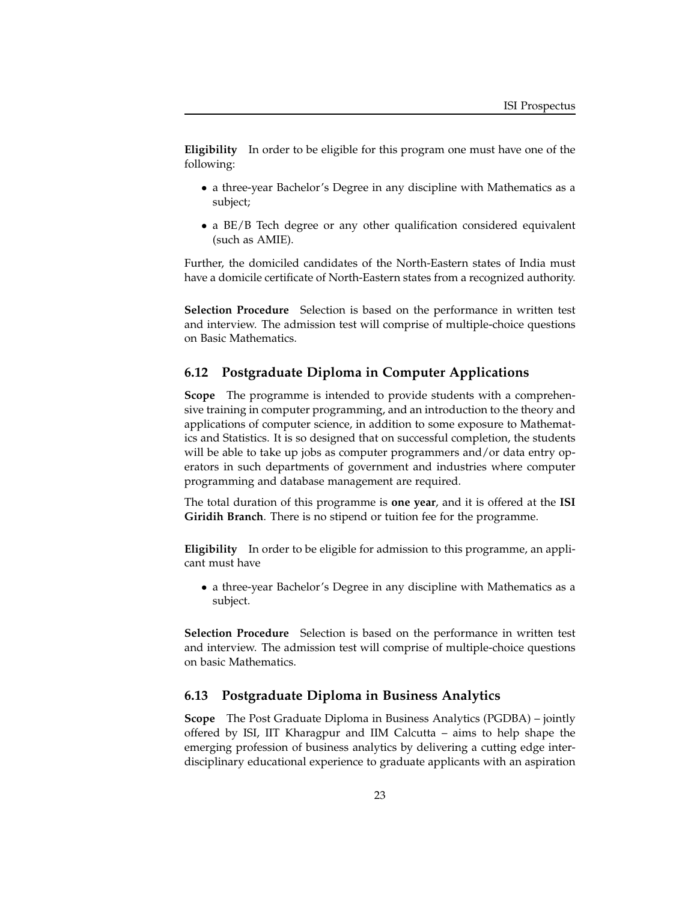**Eligibility** In order to be eligible for this program one must have one of the following:

- a three-year Bachelor's Degree in any discipline with Mathematics as a subject;
- a BE/B Tech degree or any other qualification considered equivalent (such as AMIE).

Further, the domiciled candidates of the North-Eastern states of India must have a domicile certificate of North-Eastern states from a recognized authority.

**Selection Procedure** Selection is based on the performance in written test and interview. The admission test will comprise of multiple-choice questions on Basic Mathematics.

## 6.12 Postgraduate Diploma in Computer Applications

**Scope** The programme is intended to provide students with a comprehensive training in computer programming, and an introduction to the theory and applications of computer science, in addition to some exposure to Mathematics and Statistics. It is so designed that on successful completion, the students will be able to take up jobs as computer programmers and/or data entry operators in such departments of government and industries where computer programming and database management are required.

The total duration of this programme is **one year**, and it is offered at the **ISI Giridih Branch**. There is no stipend or tuition fee for the programme.

**Eligibility** In order to be eligible for admission to this programme, an applicant must have

- a three-year Bachelor's Degree in any discipline with Mathematics as a subject.

**Selection Procedure** Selection is based on the performance in written test and interview. The admission test will comprise of multiple-choice questions on basic Mathematics.

## 6.13 Postgraduate Diploma in Business Analytics

**Scope** The Post Graduate Diploma in Business Analytics (PGDBA) – jointly offered by ISI, IIT Kharagpur and IIM Calcutta – aims to help shape the emerging profession of business analytics by delivering a cutting edge interdisciplinary educational experience to graduate applicants with an aspiration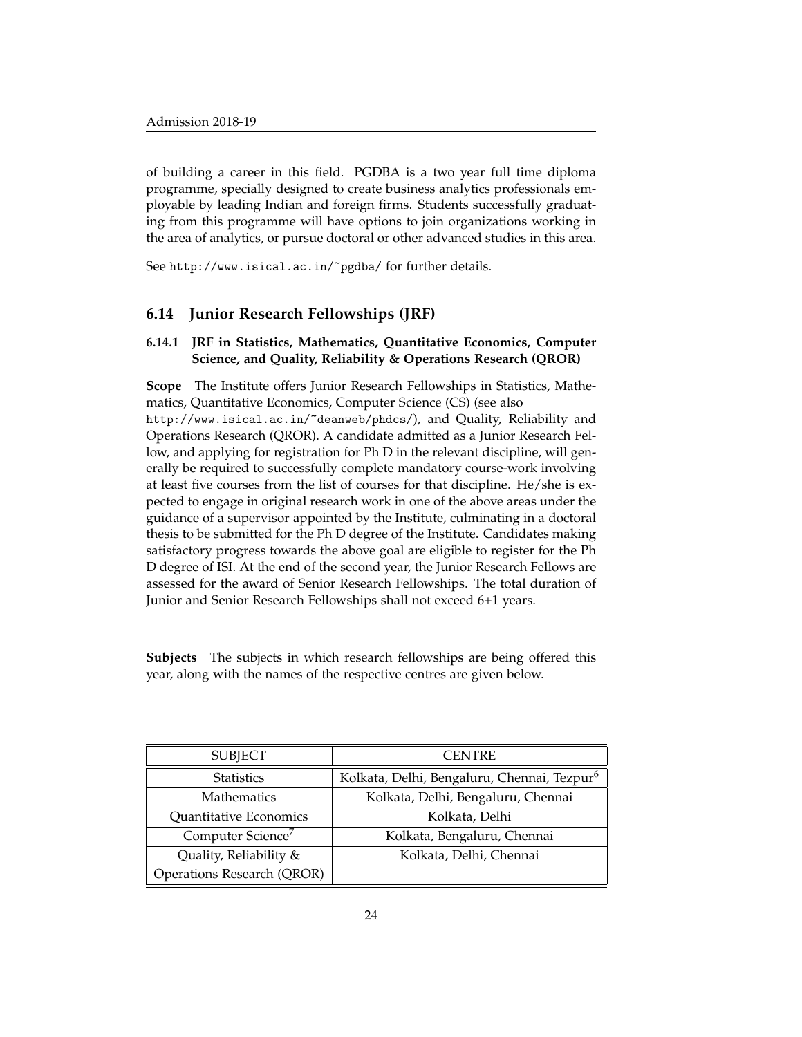of building a career in this field. PGDBA is a two year full time diploma programme, specially designed to create business analytics professionals employable by leading Indian and foreign firms. Students successfully graduating from this programme will have options to join organizations working in the area of analytics, or pursue doctoral or other advanced studies in this area.

See http://www.isical.ac.in/~pgdba/ for further details.

## 6.14 Junior Research Fellowships (JRF)

### 6.14.1 JRF in Statistics, Mathematics, Quantitative Economics, Computer Science, and Quality, Reliability & Operations Research (QROR)

**Scope** The Institute offers Junior Research Fellowships in Statistics, Mathematics, Quantitative Economics, Computer Science (CS) (see also http://www.isical.ac.in/~deanweb/phdcs/), and Quality, Reliability and Operations Research (QROR). A candidate admitted as a Junior Research Fellow, and applying for registration for Ph D in the relevant discipline, will generally be required to successfully complete mandatory course-work involving at least five courses from the list of courses for that discipline. He/she is expected to engage in original research work in one of the above areas under the guidance of a supervisor appointed by the Institute, culminating in a doctoral thesis to be submitted for the Ph D degree of the Institute. Candidates making satisfactory progress towards the above goal are eligible to register for the Ph D degree of ISI. At the end of the second year, the Junior Research Fellows are assessed for the award of Senior Research Fellowships. The total duration of Junior and Senior Research Fellowships shall not exceed 6+1 years.

**Subjects** The subjects in which research fellowships are being offered this year, along with the names of the respective centres are given below.

| SUBJECT | CENTRE |
|---|---|
| Statistics | Kolkata, Delhi, Bengaluru, Chennai, Tezpur[6] |
| Mathematics | Kolkata, Delhi, Bengaluru, Chennai |
| Quantitative Economics | Kolkata, Delhi |
| Computer Science[7] | Kolkata, Bengaluru, Chennai |
| Quality, Reliability & Operations Research (QROR) | Kolkata, Delhi, Chennai |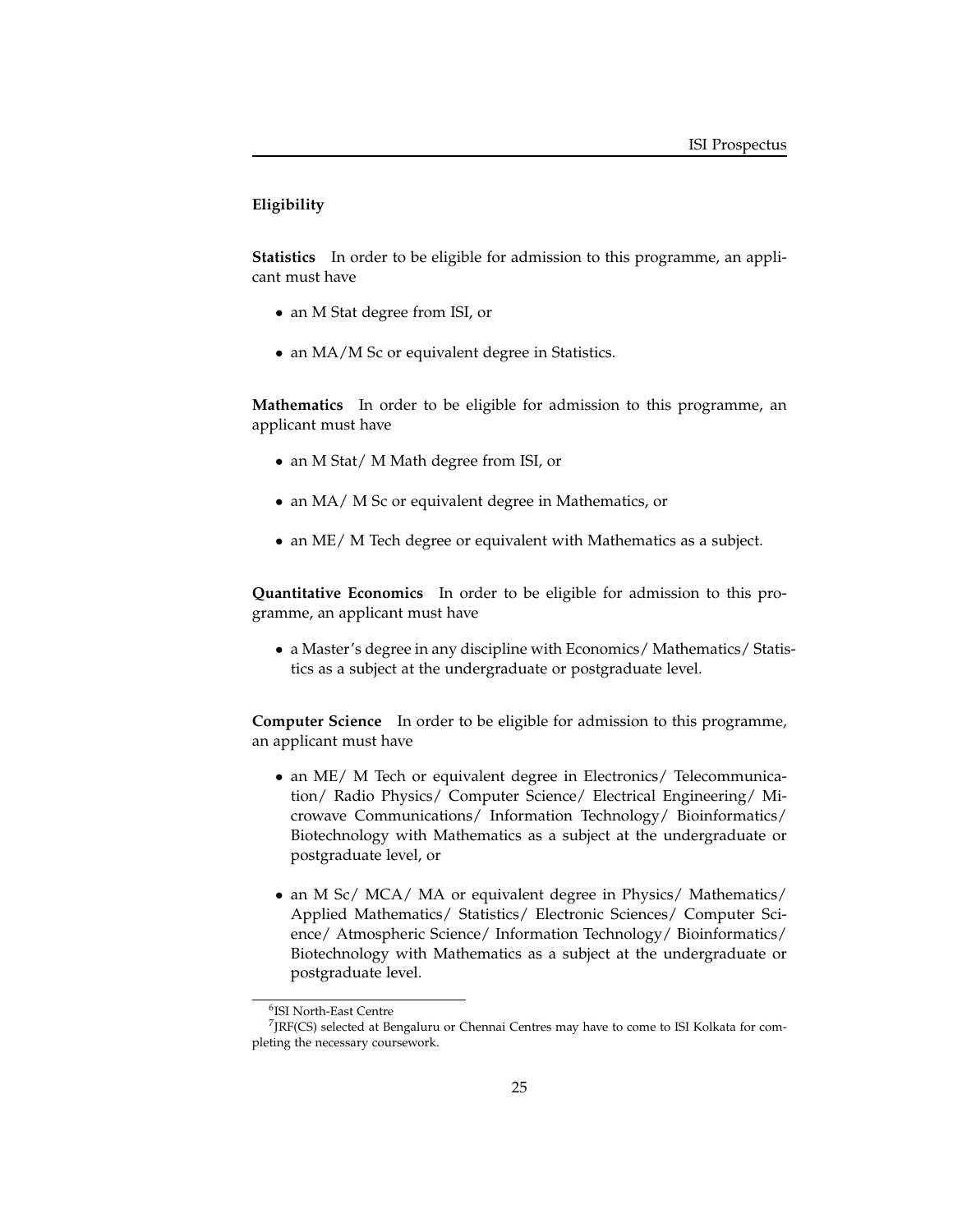### Eligibility

**Statistics** In order to be eligible for admission to this programme, an applicant must have

- an M Stat degree from ISI, or
- an MA/M Sc or equivalent degree in Statistics.

**Mathematics** In order to be eligible for admission to this programme, an applicant must have

- an M Stat/ M Math degree from ISI, or
- an MA/ M Sc or equivalent degree in Mathematics, or
- an ME/ M Tech degree or equivalent with Mathematics as a subject.

**Quantitative Economics** In order to be eligible for admission to this programme, an applicant must have

- a Master's degree in any discipline with Economics/ Mathematics/ Statistics as a subject at the undergraduate or postgraduate level.

**Computer Science** In order to be eligible for admission to this programme, an applicant must have

- an ME/ M Tech or equivalent degree in Electronics/ Telecommunication/ Radio Physics/ Computer Science/ Electrical Engineering/ Microwave Communications/ Information Technology/ Bioinformatics/ Biotechnology with Mathematics as a subject at the undergraduate or postgraduate level, or
- an M Sc/ MCA/ MA or equivalent degree in Physics/ Mathematics/ Applied Mathematics/ Statistics/ Electronic Sciences/ Computer Science/ Atmospheric Science/ Information Technology/ Bioinformatics/ Biotechnology with Mathematics as a subject at the undergraduate or postgraduate level.

---

[6] ISI North-East Centre

[7] JRF(CS) selected at Bengaluru or Chennai Centres may have to come to ISI Kolkata for completing the necessary coursework.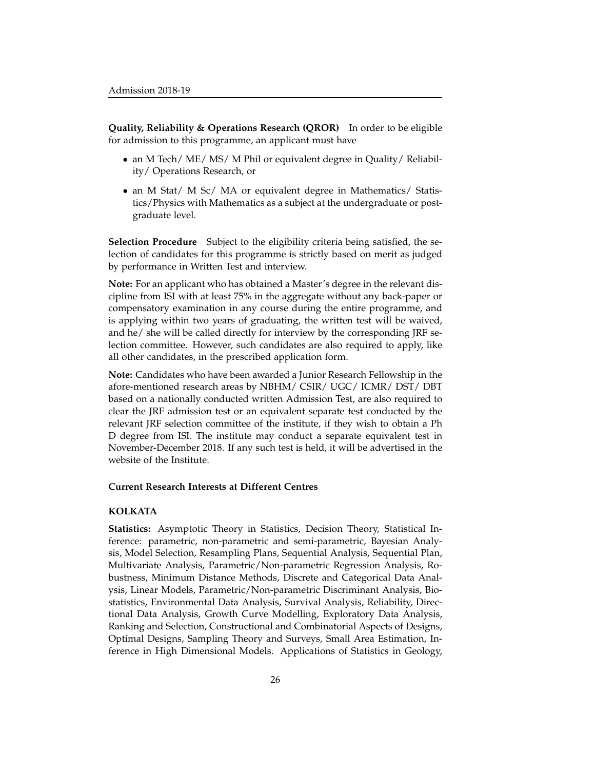**Quality, Reliability & Operations Research (QROR)** In order to be eligible for admission to this programme, an applicant must have

- an M Tech/ ME/ MS/ M Phil or equivalent degree in Quality/ Reliability/ Operations Research, or
- an M Stat/ M Sc/ MA or equivalent degree in Mathematics/ Statistics/Physics with Mathematics as a subject at the undergraduate or postgraduate level.

**Selection Procedure** Subject to the eligibility criteria being satisfied, the selection of candidates for this programme is strictly based on merit as judged by performance in Written Test and interview.

**Note:** For an applicant who has obtained a Master's degree in the relevant discipline from ISI with at least 75% in the aggregate without any back-paper or compensatory examination in any course during the entire programme, and is applying within two years of graduating, the written test will be waived, and he/ she will be called directly for interview by the corresponding JRF selection committee. However, such candidates are also required to apply, like all other candidates, in the prescribed application form.

**Note:** Candidates who have been awarded a Junior Research Fellowship in the afore-mentioned research areas by NBHM/ CSIR/ UGC/ ICMR/ DST/ DBT based on a nationally conducted written Admission Test, are also required to clear the JRF admission test or an equivalent separate test conducted by the relevant JRF selection committee of the institute, if they wish to obtain a Ph D degree from ISI. The institute may conduct a separate equivalent test in November-December 2018. If any such test is held, it will be advertised in the website of the Institute.

### Current Research Interests at Different Centres

#### KOLKATA

**Statistics:** Asymptotic Theory in Statistics, Decision Theory, Statistical Inference: parametric, non-parametric and semi-parametric, Bayesian Analysis, Model Selection, Resampling Plans, Sequential Analysis, Sequential Plan, Multivariate Analysis, Parametric/Non-parametric Regression Analysis, Robustness, Minimum Distance Methods, Discrete and Categorical Data Analysis, Linear Models, Parametric/Non-parametric Discriminant Analysis, Biostatistics, Environmental Data Analysis, Survival Analysis, Reliability, Directional Data Analysis, Growth Curve Modelling, Exploratory Data Analysis, Ranking and Selection, Constructional and Combinatorial Aspects of Designs, Optimal Designs, Sampling Theory and Surveys, Small Area Estimation, Inference in High Dimensional Models. Applications of Statistics in Geology,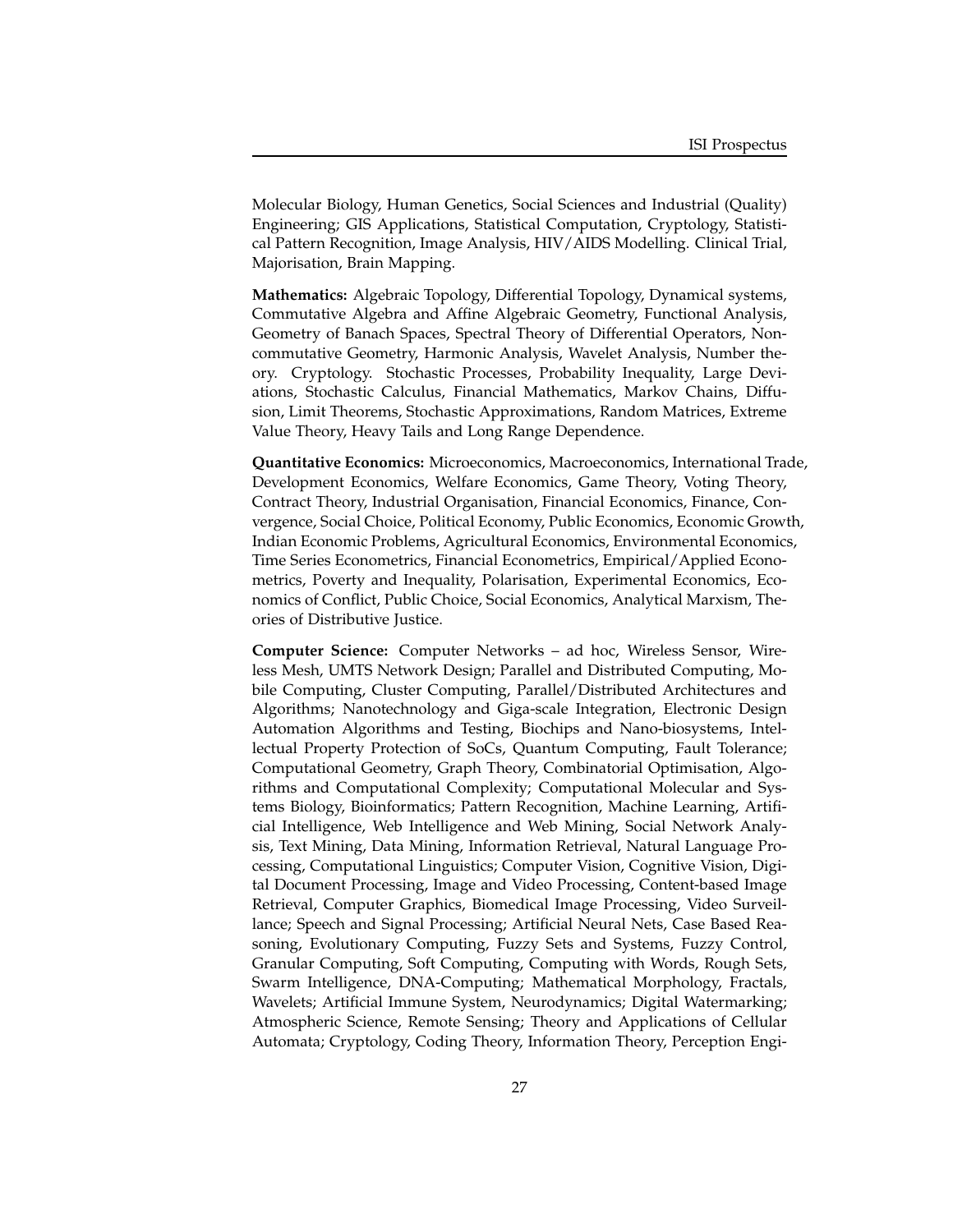Molecular Biology, Human Genetics, Social Sciences and Industrial (Quality) Engineering; GIS Applications, Statistical Computation, Cryptology, Statistical Pattern Recognition, Image Analysis, HIV/AIDS Modelling. Clinical Trial, Majorisation, Brain Mapping.

**Mathematics:** Algebraic Topology, Differential Topology, Dynamical systems, Commutative Algebra and Affine Algebraic Geometry, Functional Analysis, Geometry of Banach Spaces, Spectral Theory of Differential Operators, Noncommutative Geometry, Harmonic Analysis, Wavelet Analysis, Number theory. Cryptology. Stochastic Processes, Probability Inequality, Large Deviations, Stochastic Calculus, Financial Mathematics, Markov Chains, Diffusion, Limit Theorems, Stochastic Approximations, Random Matrices, Extreme Value Theory, Heavy Tails and Long Range Dependence.

**Quantitative Economics:** Microeconomics, Macroeconomics, International Trade, Development Economics, Welfare Economics, Game Theory, Voting Theory, Contract Theory, Industrial Organisation, Financial Economics, Finance, Convergence, Social Choice, Political Economy, Public Economics, Economic Growth, Indian Economic Problems, Agricultural Economics, Environmental Economics, Time Series Econometrics, Financial Econometrics, Empirical/Applied Econometrics, Poverty and Inequality, Polarisation, Experimental Economics, Economics of Conflict, Public Choice, Social Economics, Analytical Marxism, Theories of Distributive Justice.

**Computer Science:** Computer Networks – ad hoc, Wireless Sensor, Wireless Mesh, UMTS Network Design; Parallel and Distributed Computing, Mobile Computing, Cluster Computing, Parallel/Distributed Architectures and Algorithms; Nanotechnology and Giga-scale Integration, Electronic Design Automation Algorithms and Testing, Biochips and Nano-biosystems, Intellectual Property Protection of SoCs, Quantum Computing, Fault Tolerance; Computational Geometry, Graph Theory, Combinatorial Optimisation, Algorithms and Computational Complexity; Computational Molecular and Systems Biology, Bioinformatics; Pattern Recognition, Machine Learning, Artificial Intelligence, Web Intelligence and Web Mining, Social Network Analysis, Text Mining, Data Mining, Information Retrieval, Natural Language Processing, Computational Linguistics; Computer Vision, Cognitive Vision, Digital Document Processing, Image and Video Processing, Content-based Image Retrieval, Computer Graphics, Biomedical Image Processing, Video Surveillance; Speech and Signal Processing; Artificial Neural Nets, Case Based Reasoning, Evolutionary Computing, Fuzzy Sets and Systems, Fuzzy Control, Granular Computing, Soft Computing, Computing with Words, Rough Sets, Swarm Intelligence, DNA-Computing; Mathematical Morphology, Fractals, Wavelets; Artificial Immune System, Neurodynamics; Digital Watermarking; Atmospheric Science, Remote Sensing; Theory and Applications of Cellular Automata; Cryptology, Coding Theory, Information Theory, Perception Engi-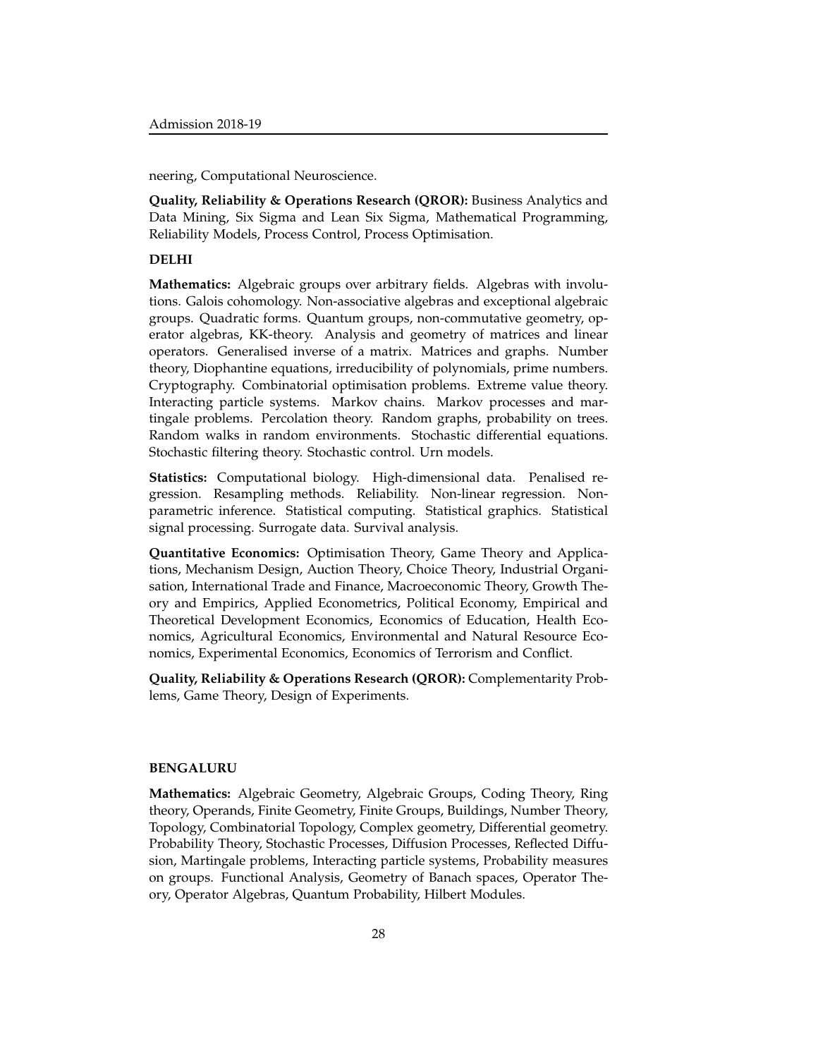neering, Computational Neuroscience.

**Quality, Reliability & Operations Research (QROR):** Business Analytics and Data Mining, Six Sigma and Lean Six Sigma, Mathematical Programming, Reliability Models, Process Control, Process Optimisation.

**DELHI**

**Mathematics:** Algebraic groups over arbitrary fields. Algebras with involutions. Galois cohomology. Non-associative algebras and exceptional algebraic groups. Quadratic forms. Quantum groups, non-commutative geometry, operator algebras, KK-theory. Analysis and geometry of matrices and linear operators. Generalised inverse of a matrix. Matrices and graphs. Number theory, Diophantine equations, irreducibility of polynomials, prime numbers. Cryptography. Combinatorial optimisation problems. Extreme value theory. Interacting particle systems. Markov chains. Markov processes and martingale problems. Percolation theory. Random graphs, probability on trees. Random walks in random environments. Stochastic differential equations. Stochastic filtering theory. Stochastic control. Urn models.

**Statistics:** Computational biology. High-dimensional data. Penalised regression. Resampling methods. Reliability. Non-linear regression. Nonparametric inference. Statistical computing. Statistical graphics. Statistical signal processing. Surrogate data. Survival analysis.

**Quantitative Economics:** Optimisation Theory, Game Theory and Applications, Mechanism Design, Auction Theory, Choice Theory, Industrial Organisation, International Trade and Finance, Macroeconomic Theory, Growth Theory and Empirics, Applied Econometrics, Political Economy, Empirical and Theoretical Development Economics, Economics of Education, Health Economics, Agricultural Economics, Environmental and Natural Resource Economics, Experimental Economics, Economics of Terrorism and Conflict.

**Quality, Reliability & Operations Research (QROR):** Complementarity Problems, Game Theory, Design of Experiments.

**BENGALURU**

**Mathematics:** Algebraic Geometry, Algebraic Groups, Coding Theory, Ring theory, Operands, Finite Geometry, Finite Groups, Buildings, Number Theory, Topology, Combinatorial Topology, Complex geometry, Differential geometry. Probability Theory, Stochastic Processes, Diffusion Processes, Reflected Diffusion, Martingale problems, Interacting particle systems, Probability measures on groups. Functional Analysis, Geometry of Banach spaces, Operator Theory, Operator Algebras, Quantum Probability, Hilbert Modules.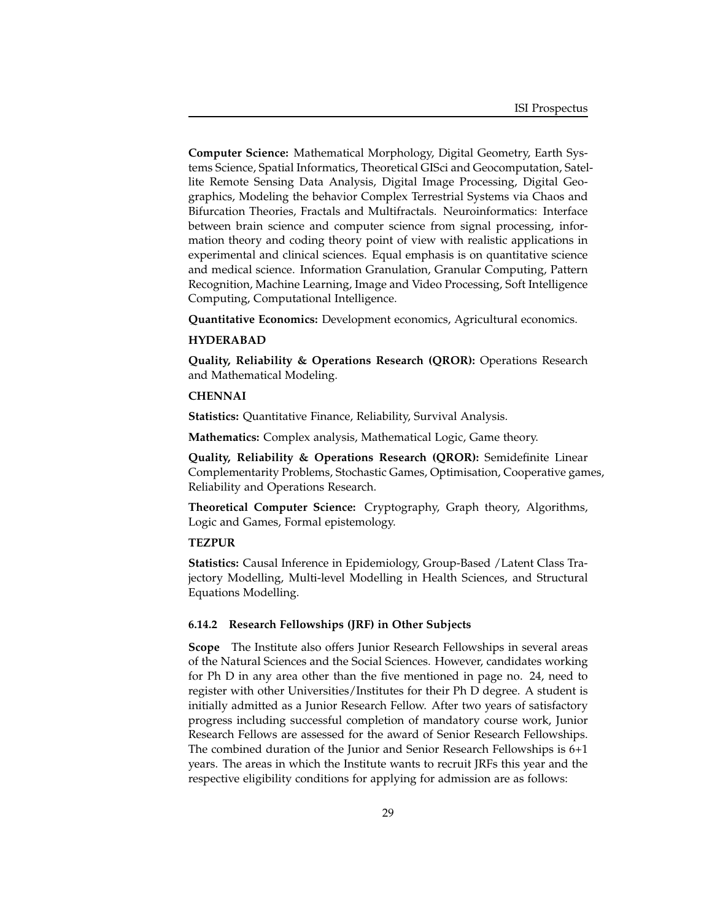**Computer Science:** Mathematical Morphology, Digital Geometry, Earth Systems Science, Spatial Informatics, Theoretical GISci and Geocomputation, Satellite Remote Sensing Data Analysis, Digital Image Processing, Digital Geographics, Modeling the behavior Complex Terrestrial Systems via Chaos and Bifurcation Theories, Fractals and Multifractals. Neuroinformatics: Interface between brain science and computer science from signal processing, information theory and coding theory point of view with realistic applications in experimental and clinical sciences. Equal emphasis is on quantitative science and medical science. Information Granulation, Granular Computing, Pattern Recognition, Machine Learning, Image and Video Processing, Soft Intelligence Computing, Computational Intelligence.

**Quantitative Economics:** Development economics, Agricultural economics.

**HYDERABAD**

**Quality, Reliability & Operations Research (QROR):** Operations Research and Mathematical Modeling.

**CHENNAI**

**Statistics:** Quantitative Finance, Reliability, Survival Analysis.

**Mathematics:** Complex analysis, Mathematical Logic, Game theory.

**Quality, Reliability & Operations Research (QROR):** Semidefinite Linear Complementarity Problems, Stochastic Games, Optimisation, Cooperative games, Reliability and Operations Research.

**Theoretical Computer Science:** Cryptography, Graph theory, Algorithms, Logic and Games, Formal epistemology.

**TEZPUR**

**Statistics:** Causal Inference in Epidemiology, Group-Based /Latent Class Trajectory Modelling, Multi-level Modelling in Health Sciences, and Structural Equations Modelling.

### 6.14.2 Research Fellowships (JRF) in Other Subjects

**Scope** The Institute also offers Junior Research Fellowships in several areas of the Natural Sciences and the Social Sciences. However, candidates working for Ph D in any area other than the five mentioned in page no. 24, need to register with other Universities/Institutes for their Ph D degree. A student is initially admitted as a Junior Research Fellow. After two years of satisfactory progress including successful completion of mandatory course work, Junior Research Fellows are assessed for the award of Senior Research Fellowships. The combined duration of the Junior and Senior Research Fellowships is 6+1 years. The areas in which the Institute wants to recruit JRFs this year and the respective eligibility conditions for applying for admission are as follows: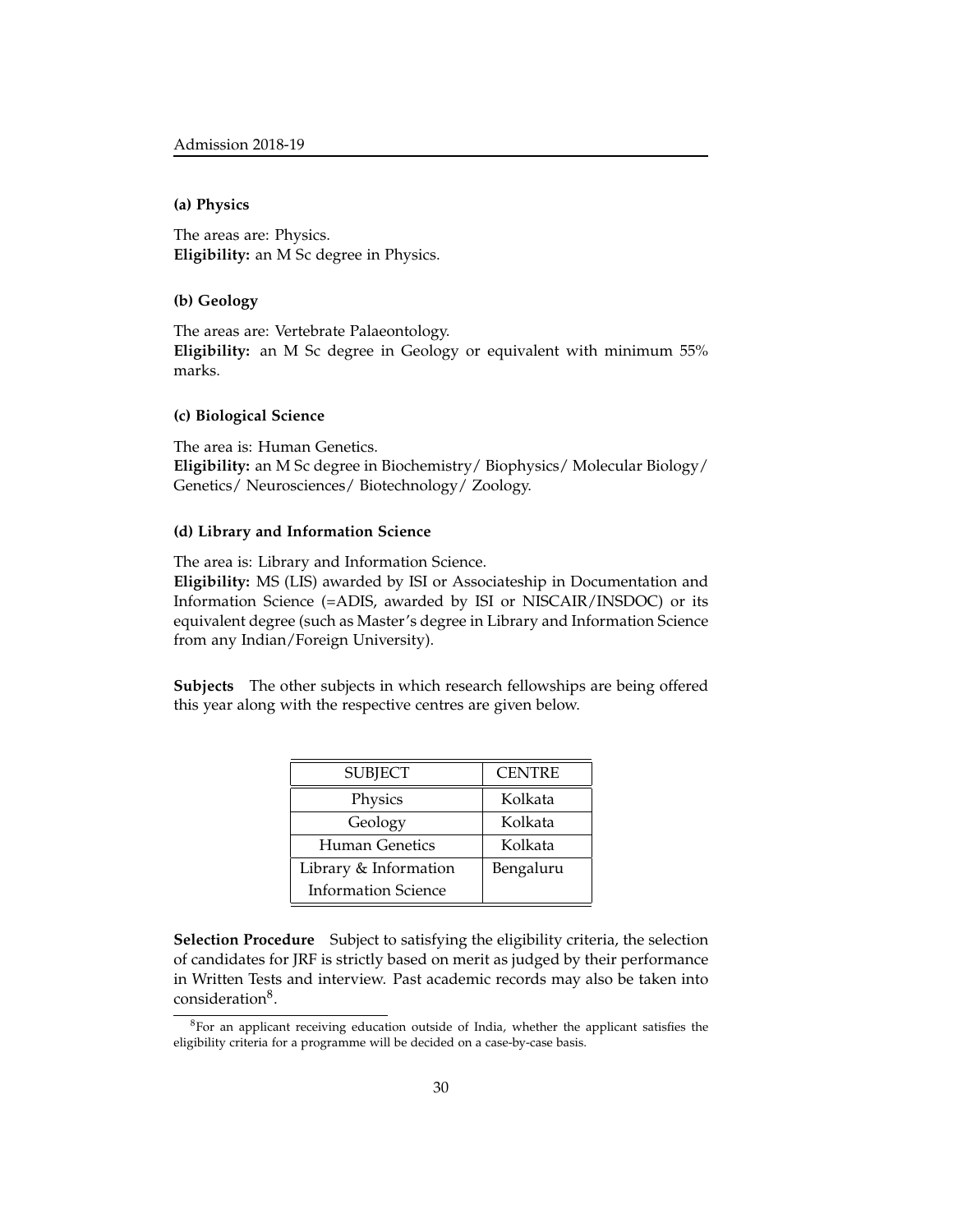**(a) Physics**

The areas are: Physics.
**Eligibility:** an M Sc degree in Physics.

**(b) Geology**

The areas are: Vertebrate Palaeontology.
**Eligibility:** an M Sc degree in Geology or equivalent with minimum 55% marks.

**(c) Biological Science**

The area is: Human Genetics.
**Eligibility:** an M Sc degree in Biochemistry/ Biophysics/ Molecular Biology/ Genetics/ Neurosciences/ Biotechnology/ Zoology.

**(d) Library and Information Science**

The area is: Library and Information Science.
**Eligibility:** MS (LIS) awarded by ISI or Associateship in Documentation and Information Science (=ADIS, awarded by ISI or NISCAIR/INSDOC) or its equivalent degree (such as Master's degree in Library and Information Science from any Indian/Foreign University).

**Subjects** The other subjects in which research fellowships are being offered this year along with the respective centres are given below.

| SUBJECT | CENTRE |
|---|---|
| Physics | Kolkata |
| Geology | Kolkata |
| Human Genetics | Kolkata |
| Library & Information Information Science | Bengaluru |

**Selection Procedure** Subject to satisfying the eligibility criteria, the selection of candidates for JRF is strictly based on merit as judged by their performance in Written Tests and interview. Past academic records may also be taken into consideration[8].

[8] For an applicant receiving education outside of India, whether the applicant satisfies the eligibility criteria for a programme will be decided on a case-by-case basis.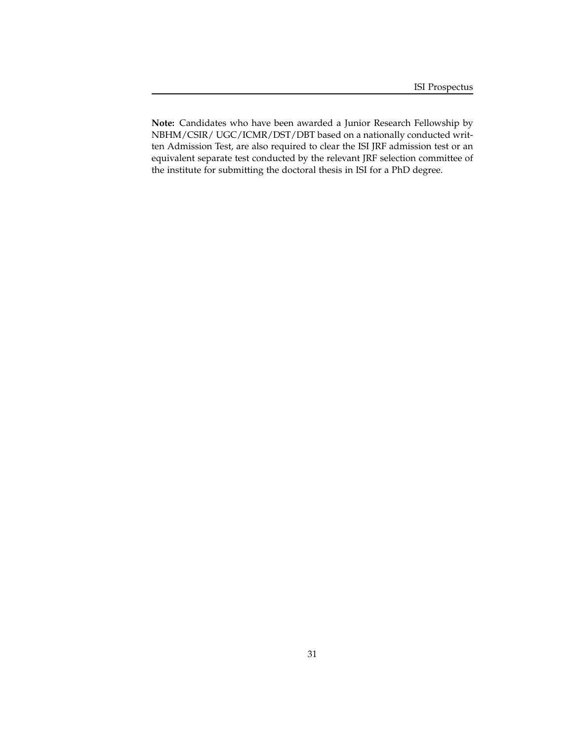**Note:** Candidates who have been awarded a Junior Research Fellowship by NBHM/CSIR/ UGC/ICMR/DST/DBT based on a nationally conducted written Admission Test, are also required to clear the ISI JRF admission test or an equivalent separate test conducted by the relevant JRF selection committee of the institute for submitting the doctoral thesis in ISI for a PhD degree.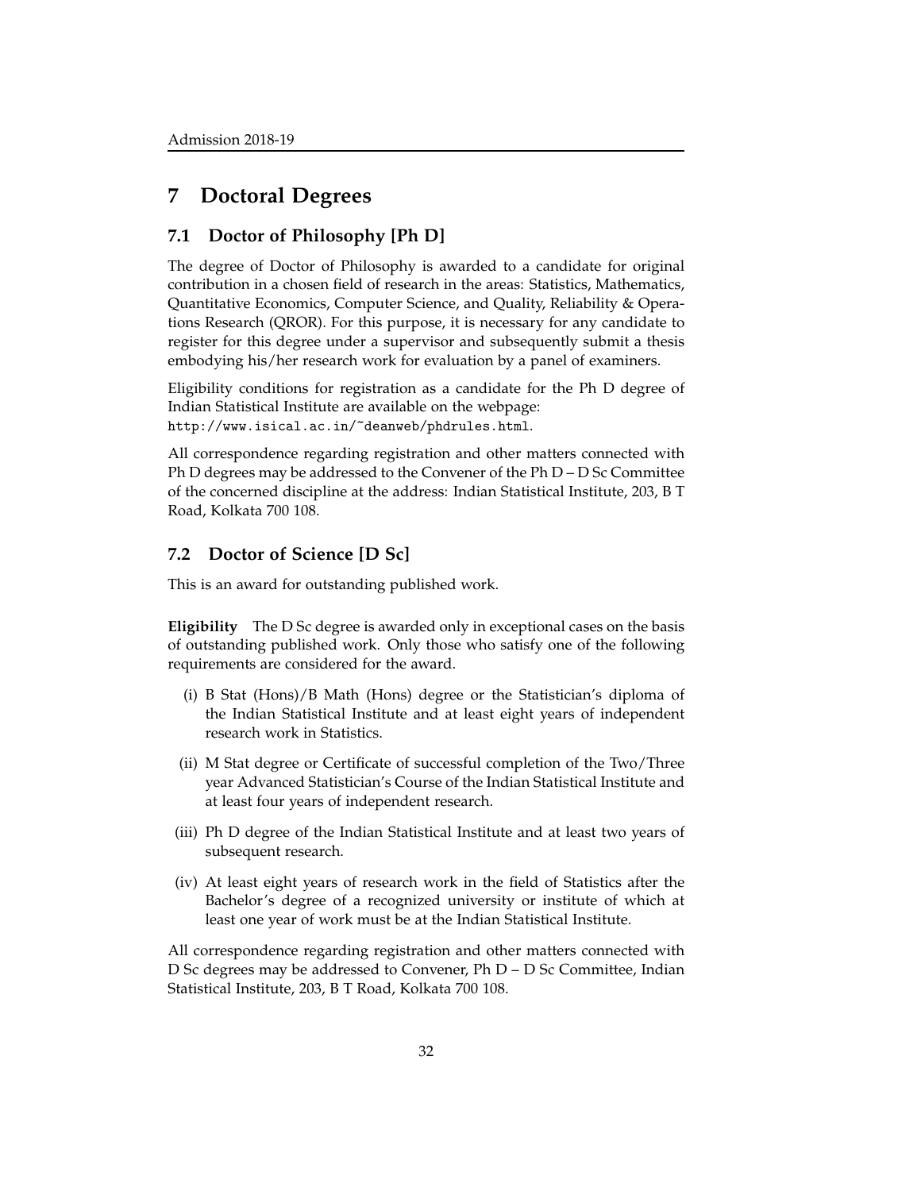# 7 Doctoral Degrees

## 7.1 Doctor of Philosophy [Ph D]

The degree of Doctor of Philosophy is awarded to a candidate for original contribution in a chosen field of research in the areas: Statistics, Mathematics, Quantitative Economics, Computer Science, and Quality, Reliability & Operations Research (QROR). For this purpose, it is necessary for any candidate to register for this degree under a supervisor and subsequently submit a thesis embodying his/her research work for evaluation by a panel of examiners.

Eligibility conditions for registration as a candidate for the Ph D degree of Indian Statistical Institute are available on the webpage:
`http://www.isical.ac.in/~deanweb/phdrules.html`.

All correspondence regarding registration and other matters connected with Ph D degrees may be addressed to the Convener of the Ph D – D Sc Committee of the concerned discipline at the address: Indian Statistical Institute, 203, B T Road, Kolkata 700 108.

## 7.2 Doctor of Science [D Sc]

This is an award for outstanding published work.

**Eligibility** The D Sc degree is awarded only in exceptional cases on the basis of outstanding published work. Only those who satisfy one of the following requirements are considered for the award.

(i) B Stat (Hons)/B Math (Hons) degree or the Statistician's diploma of the Indian Statistical Institute and at least eight years of independent research work in Statistics.

(ii) M Stat degree or Certificate of successful completion of the Two/Three year Advanced Statistician's Course of the Indian Statistical Institute and at least four years of independent research.

(iii) Ph D degree of the Indian Statistical Institute and at least two years of subsequent research.

(iv) At least eight years of research work in the field of Statistics after the Bachelor's degree of a recognized university or institute of which at least one year of work must be at the Indian Statistical Institute.

All correspondence regarding registration and other matters connected with D Sc degrees may be addressed to Convener, Ph D – D Sc Committee, Indian Statistical Institute, 203, B T Road, Kolkata 700 108.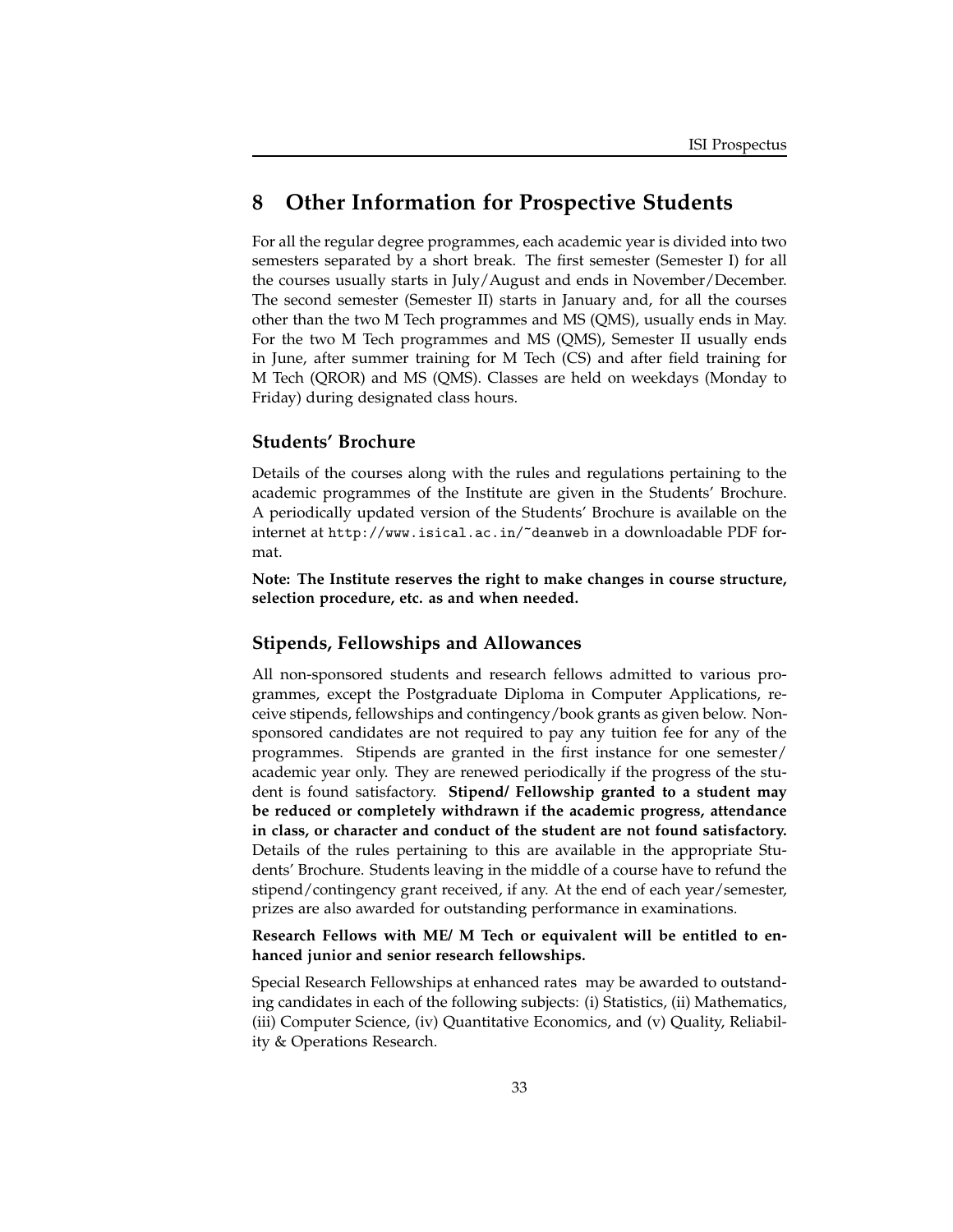# 8 Other Information for Prospective Students

For all the regular degree programmes, each academic year is divided into two semesters separated by a short break. The first semester (Semester I) for all the courses usually starts in July/August and ends in November/December. The second semester (Semester II) starts in January and, for all the courses other than the two M Tech programmes and MS (QMS), usually ends in May. For the two M Tech programmes and MS (QMS), Semester II usually ends in June, after summer training for M Tech (CS) and after field training for M Tech (QROR) and MS (QMS). Classes are held on weekdays (Monday to Friday) during designated class hours.

## Students' Brochure

Details of the courses along with the rules and regulations pertaining to the academic programmes of the Institute are given in the Students' Brochure. A periodically updated version of the Students' Brochure is available on the internet at `http://www.isical.ac.in/~deanweb` in a downloadable PDF format.

**Note: The Institute reserves the right to make changes in course structure, selection procedure, etc. as and when needed.**

## Stipends, Fellowships and Allowances

All non-sponsored students and research fellows admitted to various programmes, except the Postgraduate Diploma in Computer Applications, receive stipends, fellowships and contingency/book grants as given below. Non-sponsored candidates are not required to pay any tuition fee for any of the programmes. Stipends are granted in the first instance for one semester/ academic year only. They are renewed periodically if the progress of the student is found satisfactory. **Stipend/ Fellowship granted to a student may be reduced or completely withdrawn if the academic progress, attendance in class, or character and conduct of the student are not found satisfactory.** Details of the rules pertaining to this are available in the appropriate Students' Brochure. Students leaving in the middle of a course have to refund the stipend/contingency grant received, if any. At the end of each year/semester, prizes are also awarded for outstanding performance in examinations.

**Research Fellows with ME/ M Tech or equivalent will be entitled to enhanced junior and senior research fellowships.**

Special Research Fellowships at enhanced rates may be awarded to outstanding candidates in each of the following subjects: (i) Statistics, (ii) Mathematics, (iii) Computer Science, (iv) Quantitative Economics, and (v) Quality, Reliability & Operations Research.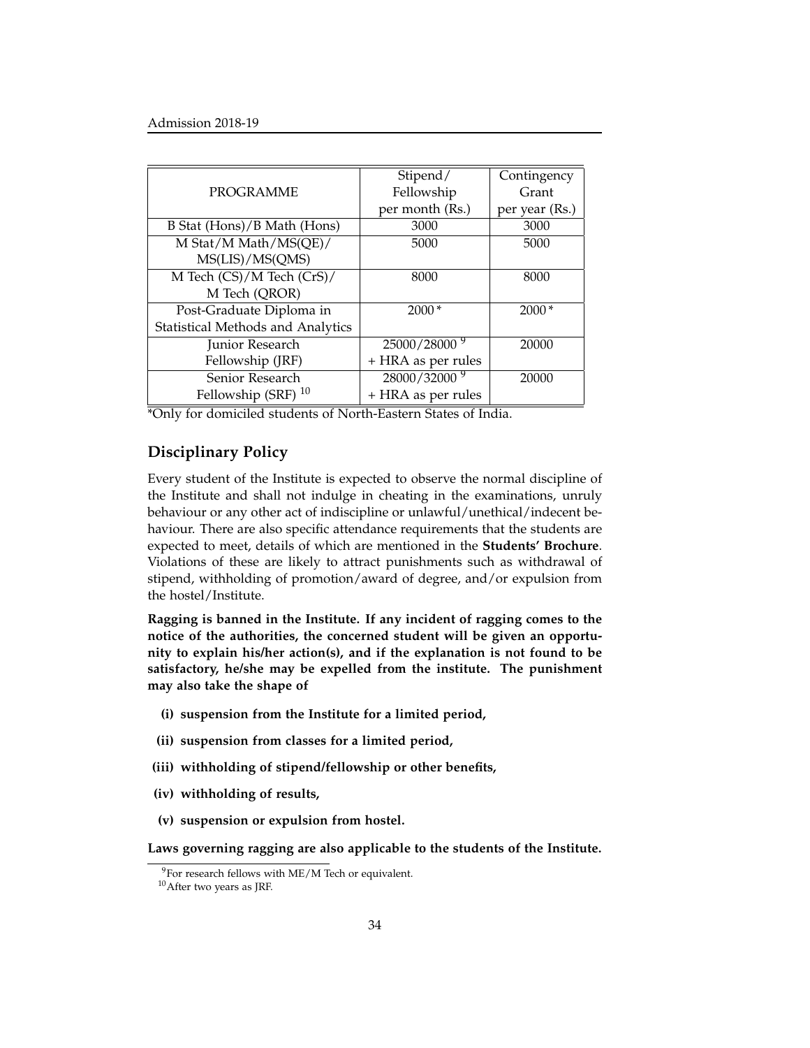| PROGRAMME | Stipend/ Fellowship per month (Rs.) | Contingency Grant per year (Rs.) |
|---|---|---|
| B Stat (Hons)/B Math (Hons) | 3000 | 3000 |
| M Stat/M Math/MS(QE)/ MS(LIS)/MS(QMS) | 5000 | 5000 |
| M Tech (CS)/M Tech (CrS)/ M Tech (QROR) | 8000 | 8000 |
| Post-Graduate Diploma in Statistical Methods and Analytics | 2000* | 2000* |
| Junior Research Fellowship (JRF) | 25000/28000 [9] + HRA as per rules | 20000 |
| Senior Research Fellowship (SRF) [10] | 28000/32000 [9] + HRA as per rules | 20000 |

*Only for domiciled students of North-Eastern States of India.

## Disciplinary Policy

Every student of the Institute is expected to observe the normal discipline of the Institute and shall not indulge in cheating in the examinations, unruly behaviour or any other act of indiscipline or unlawful/unethical/indecent behaviour. There are also specific attendance requirements that the students are expected to meet, details of which are mentioned in the **Students' Brochure**. Violations of these are likely to attract punishments such as withdrawal of stipend, withholding of promotion/award of degree, and/or expulsion from the hostel/Institute.

**Ragging is banned in the Institute. If any incident of ragging comes to the notice of the authorities, the concerned student will be given an opportunity to explain his/her action(s), and if the explanation is not found to be satisfactory, he/she may be expelled from the institute. The punishment may also take the shape of**

- **(i) suspension from the Institute for a limited period,**
- **(ii) suspension from classes for a limited period,**
- **(iii) withholding of stipend/fellowship or other benefits,**
- **(iv) withholding of results,**
- **(v) suspension or expulsion from hostel.**

**Laws governing ragging are also applicable to the students of the Institute.**

[9] For research fellows with ME/M Tech or equivalent.

[10] After two years as JRF.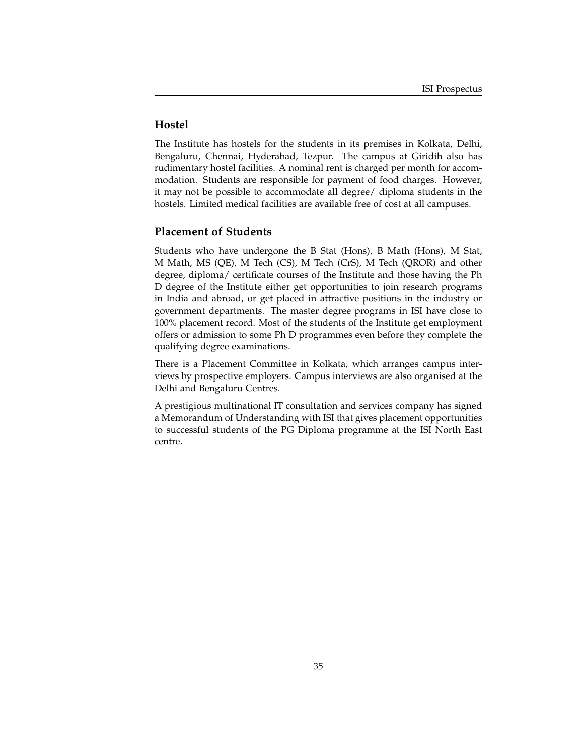## Hostel

The Institute has hostels for the students in its premises in Kolkata, Delhi, Bengaluru, Chennai, Hyderabad, Tezpur. The campus at Giridih also has rudimentary hostel facilities. A nominal rent is charged per month for accommodation. Students are responsible for payment of food charges. However, it may not be possible to accommodate all degree/ diploma students in the hostels. Limited medical facilities are available free of cost at all campuses.

## Placement of Students

Students who have undergone the B Stat (Hons), B Math (Hons), M Stat, M Math, MS (QE), M Tech (CS), M Tech (CrS), M Tech (QROR) and other degree, diploma/ certificate courses of the Institute and those having the Ph D degree of the Institute either get opportunities to join research programs in India and abroad, or get placed in attractive positions in the industry or government departments. The master degree programs in ISI have close to 100% placement record. Most of the students of the Institute get employment offers or admission to some Ph D programmes even before they complete the qualifying degree examinations.

There is a Placement Committee in Kolkata, which arranges campus interviews by prospective employers. Campus interviews are also organised at the Delhi and Bengaluru Centres.

A prestigious multinational IT consultation and services company has signed a Memorandum of Understanding with ISI that gives placement opportunities to successful students of the PG Diploma programme at the ISI North East centre.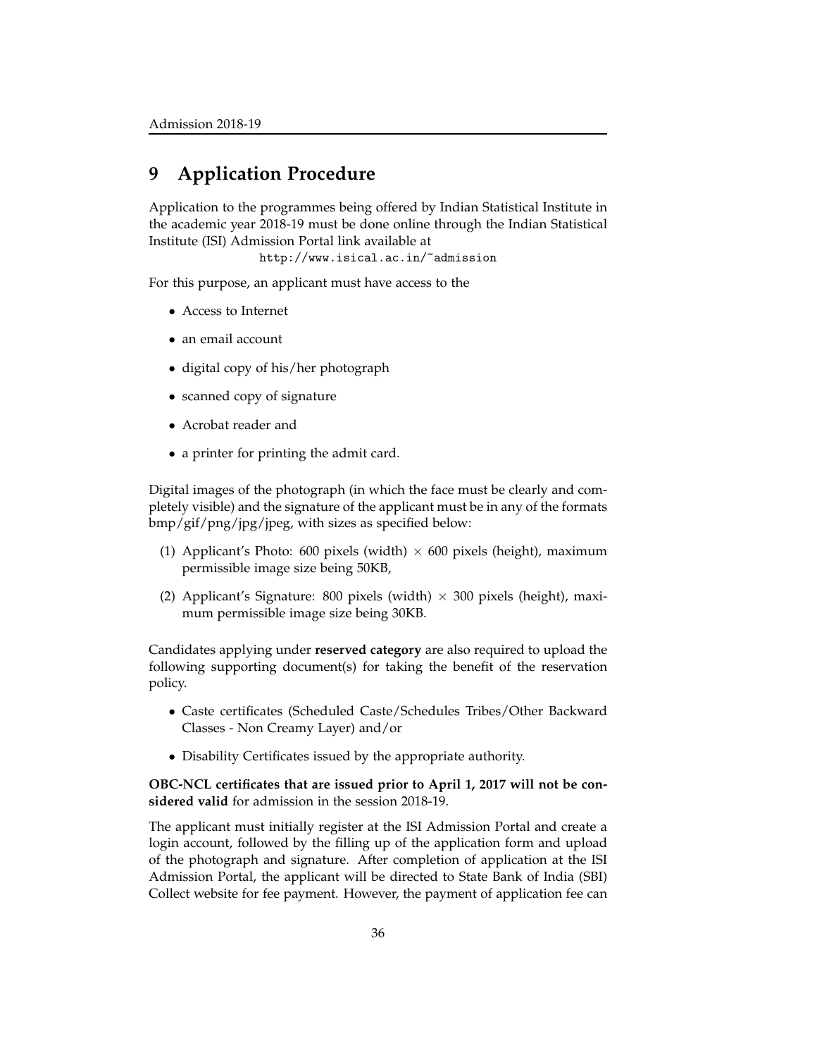# 9 Application Procedure

Application to the programmes being offered by Indian Statistical Institute in the academic year 2018-19 must be done online through the Indian Statistical Institute (ISI) Admission Portal link available at

`http://www.isical.ac.in/~admission`

For this purpose, an applicant must have access to the

- Access to Internet
- an email account
- digital copy of his/her photograph
- scanned copy of signature
- Acrobat reader and
- a printer for printing the admit card.

Digital images of the photograph (in which the face must be clearly and completely visible) and the signature of the applicant must be in any of the formats bmp/gif/png/jpg/jpeg, with sizes as specified below:

(1) Applicant's Photo: 600 pixels (width) $\times$ 600 pixels (height), maximum permissible image size being 50KB,

(2) Applicant's Signature: 800 pixels (width) $\times$ 300 pixels (height), maximum permissible image size being 30KB.

Candidates applying under **reserved category** are also required to upload the following supporting document(s) for taking the benefit of the reservation policy.

- Caste certificates (Scheduled Caste/Schedules Tribes/Other Backward Classes - Non Creamy Layer) and/or
- Disability Certificates issued by the appropriate authority.

**OBC-NCL certificates that are issued prior to April 1, 2017 will not be considered valid** for admission in the session 2018-19.

The applicant must initially register at the ISI Admission Portal and create a login account, followed by the filling up of the application form and upload of the photograph and signature. After completion of application at the ISI Admission Portal, the applicant will be directed to State Bank of India (SBI) Collect website for fee payment. However, the payment of application fee can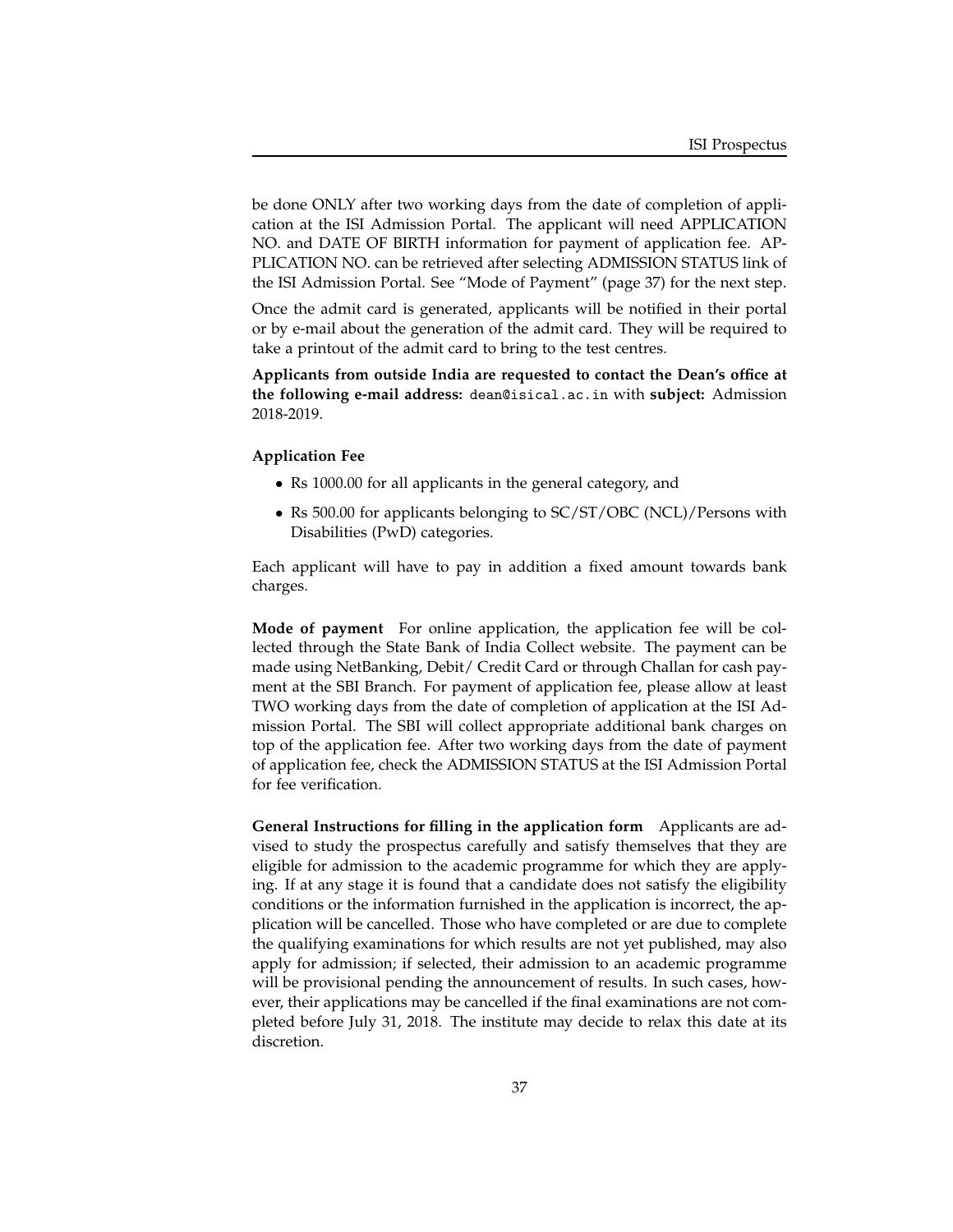be done ONLY after two working days from the date of completion of application at the ISI Admission Portal. The applicant will need APPLICATION NO. and DATE OF BIRTH information for payment of application fee. APPLICATION NO. can be retrieved after selecting ADMISSION STATUS link of the ISI Admission Portal. See "Mode of Payment" (page 37) for the next step.

Once the admit card is generated, applicants will be notified in their portal or by e-mail about the generation of the admit card. They will be required to take a printout of the admit card to bring to the test centres.

**Applicants from outside India are requested to contact the Dean's office at the following e-mail address:** `dean@isical.ac.in` with **subject:** Admission 2018-2019.

**Application Fee**

- Rs 1000.00 for all applicants in the general category, and
- Rs 500.00 for applicants belonging to SC/ST/OBC (NCL)/Persons with Disabilities (PwD) categories.

Each applicant will have to pay in addition a fixed amount towards bank charges.

**Mode of payment** For online application, the application fee will be collected through the State Bank of India Collect website. The payment can be made using NetBanking, Debit/ Credit Card or through Challan for cash payment at the SBI Branch. For payment of application fee, please allow at least TWO working days from the date of completion of application at the ISI Admission Portal. The SBI will collect appropriate additional bank charges on top of the application fee. After two working days from the date of payment of application fee, check the ADMISSION STATUS at the ISI Admission Portal for fee verification.

**General Instructions for filling in the application form** Applicants are advised to study the prospectus carefully and satisfy themselves that they are eligible for admission to the academic programme for which they are applying. If at any stage it is found that a candidate does not satisfy the eligibility conditions or the information furnished in the application is incorrect, the application will be cancelled. Those who have completed or are due to complete the qualifying examinations for which results are not yet published, may also apply for admission; if selected, their admission to an academic programme will be provisional pending the announcement of results. In such cases, however, their applications may be cancelled if the final examinations are not completed before July 31, 2018. The institute may decide to relax this date at its discretion.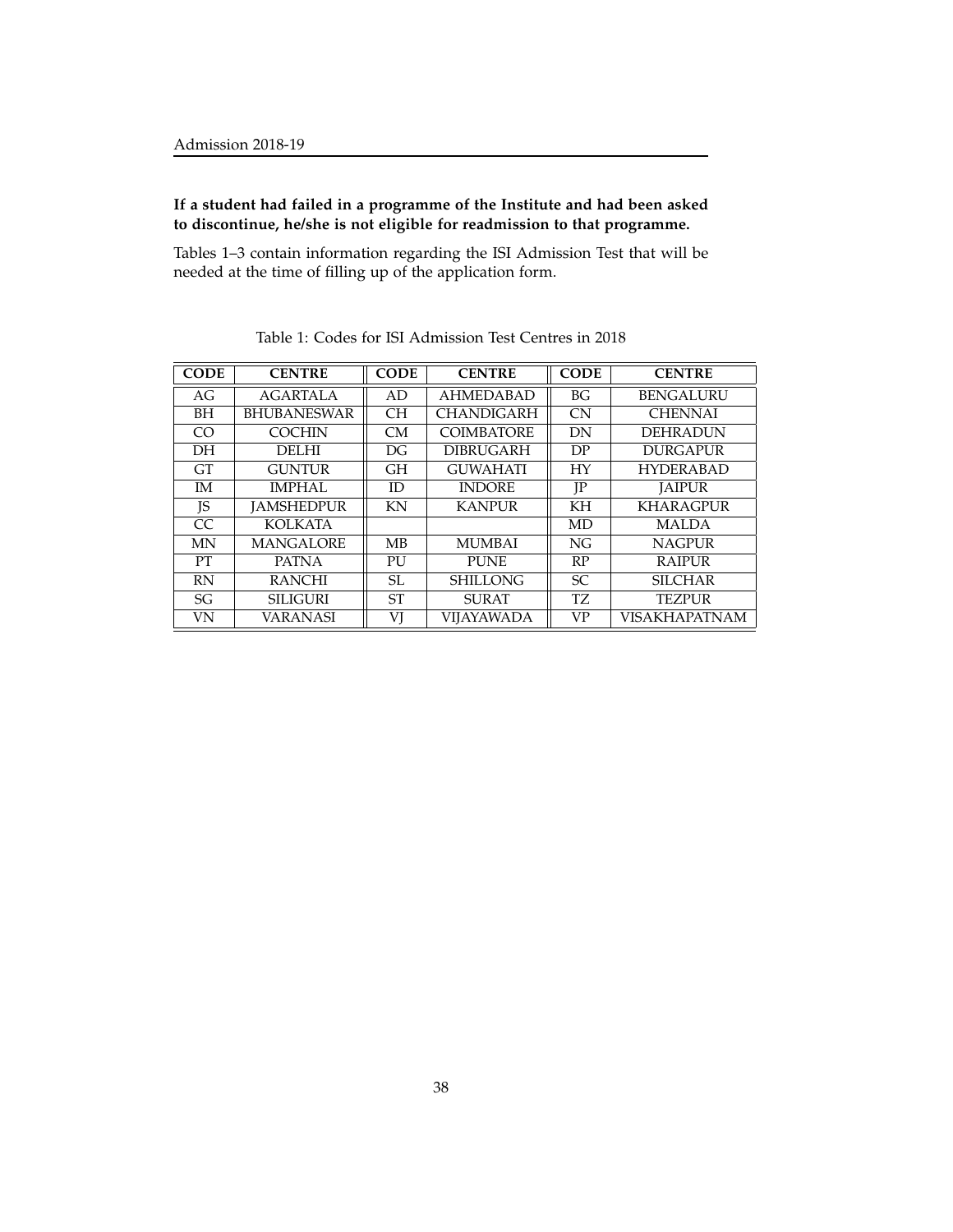**If a student had failed in a programme of the Institute and had been asked to discontinue, he/she is not eligible for readmission to that programme.**

Tables 1–3 contain information regarding the ISI Admission Test that will be needed at the time of filling up of the application form.

Table 1: Codes for ISI Admission Test Centres in 2018

| CODE | CENTRE | CODE | CENTRE | CODE | CENTRE |
|---|---|---|---|---|---|
| AG | AGARTALA | AD | AHMEDABAD | BG | BENGALURU |
| BH | BHUBANESWAR | CH | CHANDIGARH | CN | CHENNAI |
| CO | COCHIN | CM | COIMBATORE | DN | DEHRADUN |
| DH | DELHI | DG | DIBRUGARH | DP | DURGAPUR |
| GT | GUNTUR | GH | GUWAHATI | HY | HYDERABAD |
| IM | IMPHAL | ID | INDORE | JP | JAIPUR |
| JS | JAMSHEDPUR | KN | KANPUR | KH | KHARAGPUR |
| CC | KOLKATA | | | MD | MALDA |
| MN | MANGALORE | MB | MUMBAI | NG | NAGPUR |
| PT | PATNA | PU | PUNE | RP | RAIPUR |
| RN | RANCHI | SL | SHILLONG | SC | SILCHAR |
| SG | SILIGURI | ST | SURAT | TZ | TEZPUR |
| VN | VARANASI | VJ | VIJAYAWADA | VP | VISAKHAPATNAM |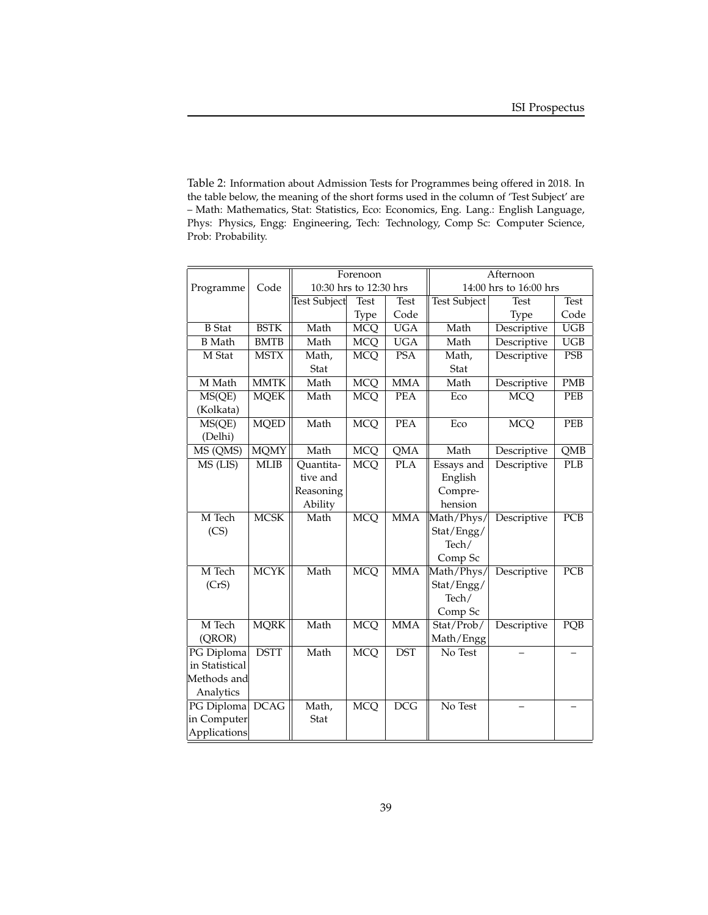Table 2: Information about Admission Tests for Programmes being offered in 2018. In the table below, the meaning of the short forms used in the column of 'Test Subject' are – Math: Mathematics, Stat: Statistics, Eco: Economics, Eng. Lang.: English Language, Phys: Physics, Engg: Engineering, Tech: Technology, Comp Sc: Computer Science, Prob: Probability.

| Programme | Code | Forenoon 10:30 hrs to 12:30 hrs | | | Afternoon 14:00 hrs to 16:00 hrs | | |
|---|---|---|---|---|---|---|---|
| | | Test Subject | Test Type | Test Code | Test Subject | Test Type | Test Code |
| B Stat | BSTK | Math | MCQ | UGA | Math | Descriptive | UGB |
| B Math | BMTB | Math | MCQ | UGA | Math | Descriptive | UGB |
| M Stat | MSTX | Math, Stat | MCQ | PSA | Math, Stat | Descriptive | PSB |
| M Math | MMTK | Math | MCQ | MMA | Math | Descriptive | PMB |
| MS(QE) (Kolkata) | MQEK | Math | MCQ | PEA | Eco | MCQ | PEB |
| MS(QE) (Delhi) | MQED | Math | MCQ | PEA | Eco | MCQ | PEB |
| MS (QMS) | MQMY | Math | MCQ | QMA | Math | Descriptive | QMB |
| MS (LIS) | MLIB | Quantitative and Reasoning Ability | MCQ | PLA | Essays and English Comprehension | Descriptive | PLB |
| M Tech (CS) | MCSK | Math | MCQ | MMA | Math/Phys/Stat/Engg/Tech/Comp Sc | Descriptive | PCB |
| M Tech (CrS) | MCYK | Math | MCQ | MMA | Math/Phys/Stat/Engg/Tech/Comp Sc | Descriptive | PCB |
| M Tech (QROR) | MQRK | Math | MCQ | MMA | Stat/Prob/Math/Engg | Descriptive | PQB |
| PG Diploma in Statistical Methods and Analytics | DSTT | Math | MCQ | DST | No Test | – | – |
| PG Diploma in Computer Applications | DCAG | Math, Stat | MCQ | DCG | No Test | – | – |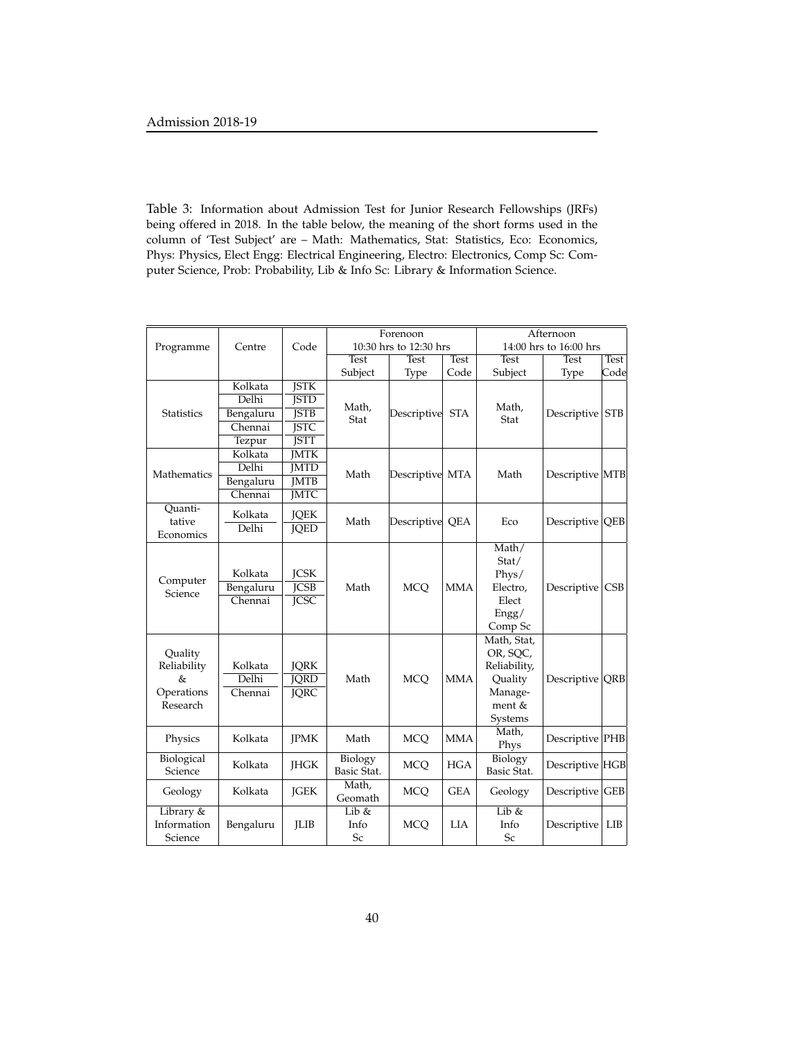Table 3: Information about Admission Test for Junior Research Fellowships (JRFs) being offered in 2018. In the table below, the meaning of the short forms used in the column of 'Test Subject' are – Math: Mathematics, Stat: Statistics, Eco: Economics, Phys: Physics, Elect Engg: Electrical Engineering, Electro: Electronics, Comp Sc: Computer Science, Prob: Probability, Lib & Info Sc: Library & Information Science.

| Programme | Centre | Code | Forenoon 10:30 hrs to 12:30 hrs | | | Afternoon 14:00 hrs to 16:00 hrs | | |
|---|---|---|---|---|---|---|---|---|
| | | | Test Subject | Test Type | Test Code | Test Subject | Test Type | Test Code |
| Statistics | Kolkata | JSTK | Math, Stat | Descriptive | STA | Math, Stat | Descriptive | STB |
| | Delhi | JSTD | | | | | | |
| | Bengaluru | JSTB | | | | | | |
| | Chennai | JSTC | | | | | | |
| | Tezpur | JSTT | | | | | | |
| Mathematics | Kolkata | JMTK | Math | Descriptive | MTA | Math | Descriptive | MTB |
| | Delhi | JMTD | | | | | | |
| | Bengaluru | JMTB | | | | | | |
| | Chennai | JMTC | | | | | | |
| Quantitative Economics | Kolkata | JQEK | Math | Descriptive | QEA | Eco | Descriptive | QEB |
| | Delhi | JQED | | | | | | |
| Computer Science | Kolkata | JCSK | Math | MCQ | MMA | Math/ Stat/ Phys/ Electro, Elect Engg/ Comp Sc | Descriptive | CSB |
| | Bengaluru | JCSB | | | | | | |
| | Chennai | JCSC | | | | | | |
| Quality Reliability & Operations Research | Kolkata | JQRK | Math | MCQ | MMA | Math, Stat, OR, SQC, Reliability, Quality Management & Systems | Descriptive | QRB |
| | Delhi | JQRD | | | | | | |
| | Chennai | JQRC | | | | | | |
| Physics | Kolkata | JPMK | Math | MCQ | MMA | Math, Phys | Descriptive | PHB |
| Biological Science | Kolkata | JHGK | Biology Basic Stat. | MCQ | HGA | Biology Basic Stat. | Descriptive | HGB |
| Geology | Kolkata | JGEK | Math, Geomath | MCQ | GEA | Geology | Descriptive | GEB |
| Library & Information Science | Bengaluru | JLIB | Lib & Info Sc | MCQ | LIA | Lib & Info Sc | Descriptive | LIB |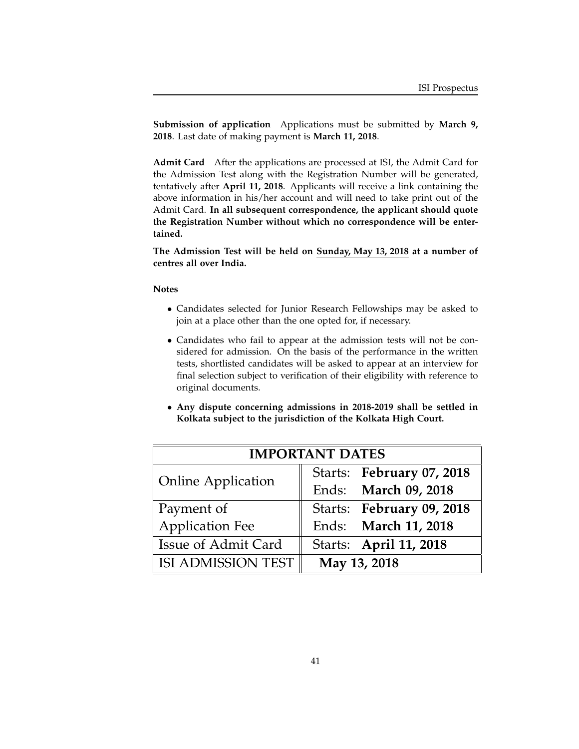**Submission of application** Applications must be submitted by **March 9, 2018**. Last date of making payment is **March 11, 2018**.

**Admit Card** After the applications are processed at ISI, the Admit Card for the Admission Test along with the Registration Number will be generated, tentatively after **April 11, 2018**. Applicants will receive a link containing the above information in his/her account and will need to take print out of the Admit Card. **In all subsequent correspondence, the applicant should quote the Registration Number without which no correspondence will be entertained.**

**The Admission Test will be held on Sunday, May 13, 2018 at a number of centres all over India.**

**Notes**

- Candidates selected for Junior Research Fellowships may be asked to join at a place other than the one opted for, if necessary.
- Candidates who fail to appear at the admission tests will not be considered for admission. On the basis of the performance in the written tests, shortlisted candidates will be asked to appear at an interview for final selection subject to verification of their eligibility with reference to original documents.
- **Any dispute concerning admissions in 2018-2019 shall be settled in Kolkata subject to the jurisdiction of the Kolkata High Court.**

| **IMPORTANT DATES** | |
|---|---|
| Online Application | Starts: **February 07, 2018**<br>Ends: **March 09, 2018** |
| Payment of Application Fee | Starts: **February 09, 2018**<br>Ends: **March 11, 2018** |
| Issue of Admit Card | Starts: **April 11, 2018** |
| ISI ADMISSION TEST | **May 13, 2018** |